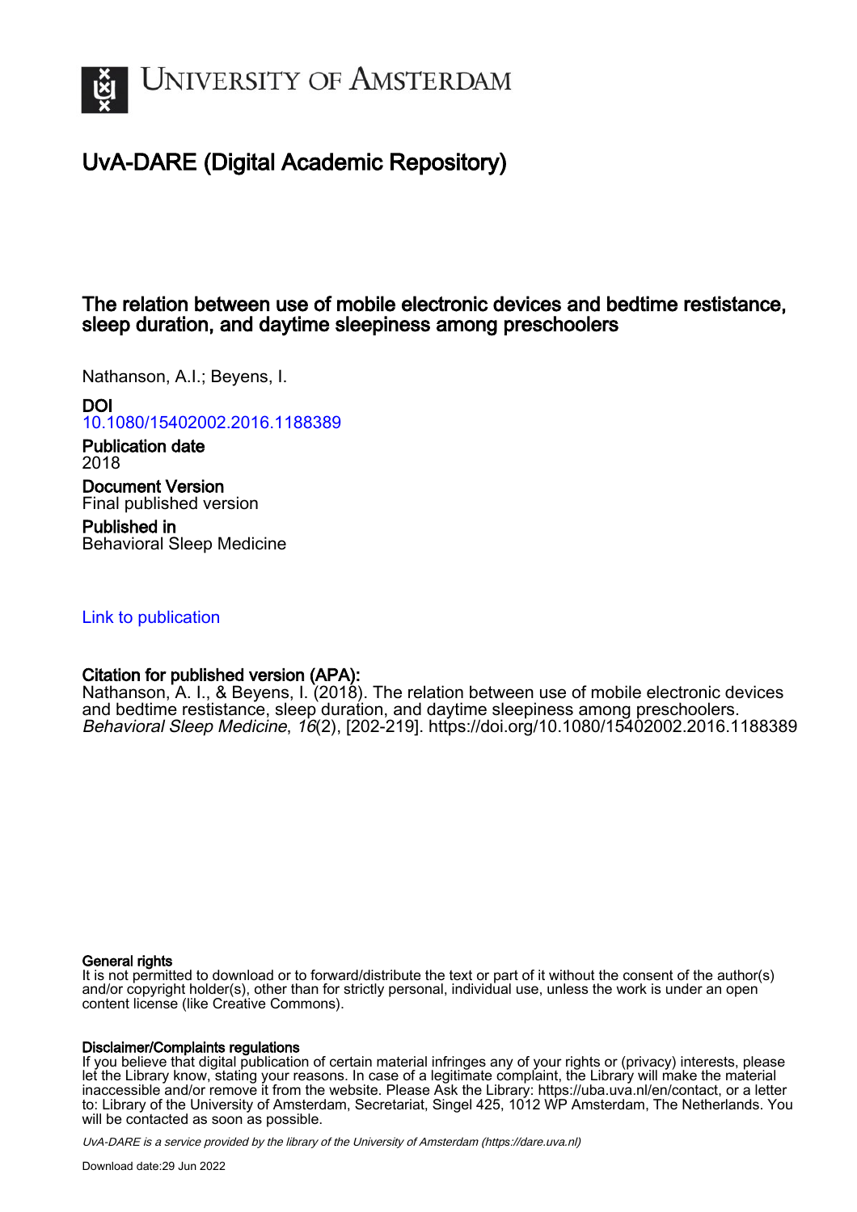# UNIVERSITY OF AMSTERDAM

## UvA-DARE (Digital Academic Repository)

### The relation between use of mobile electronic devices and bedtime restistance, sleep duration, and daytime sleepiness among preschoolers

Nathanson, A.I.; Beyens, I.

**DOI**
10.1080/15402002.2016.1188389

**Publication date**
2018

**Document Version**
Final published version

**Published in**
Behavioral Sleep Medicine

Link to publication

**Citation for published version (APA):**
Nathanson, A. I., & Beyens, I. (2018). The relation between use of mobile electronic devices and bedtime restistance, sleep duration, and daytime sleepiness among preschoolers. *Behavioral Sleep Medicine*, *16*(2), [202-219]. https://doi.org/10.1080/15402002.2016.1188389

**General rights**
It is not permitted to download or to forward/distribute the text or part of it without the consent of the author(s) and/or copyright holder(s), other than for strictly personal, individual use, unless the work is under an open content license (like Creative Commons).

**Disclaimer/Complaints regulations**
If you believe that digital publication of certain material infringes any of your rights or (privacy) interests, please let the Library know, stating your reasons. In case of a legitimate complaint, the Library will make the material inaccessible and/or remove it from the website. Please Ask the Library: https://uba.uva.nl/en/contact, or a letter to: Library of the University of Amsterdam, Secretariat, Singel 425, 1012 WP Amsterdam, The Netherlands. You will be contacted as soon as possible.

*UvA-DARE is a service provided by the library of the University of Amsterdam (https://dare.uva.nl)*

Download date:29 Jun 2022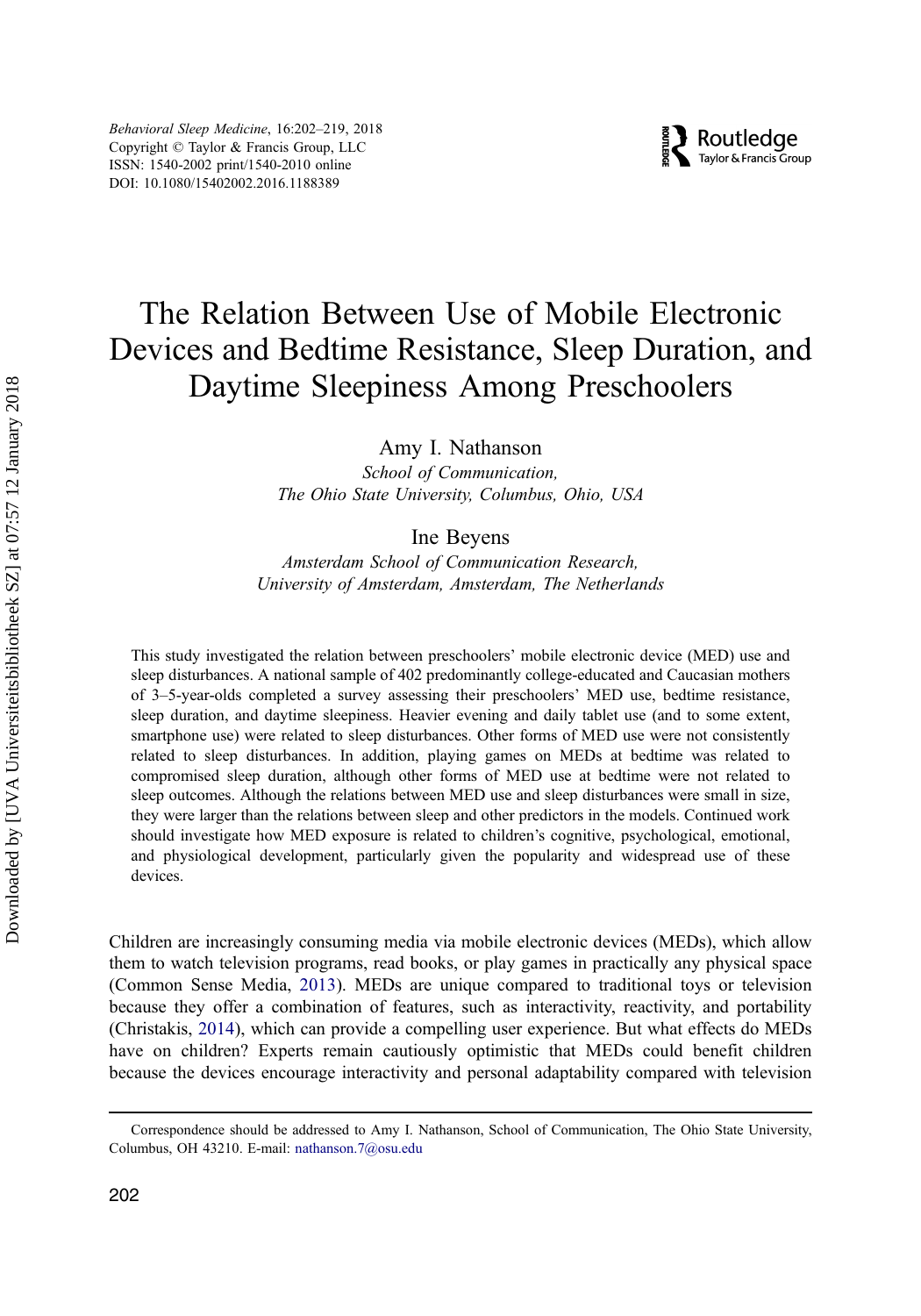# The Relation Between Use of Mobile Electronic Devices and Bedtime Resistance, Sleep Duration, and Daytime Sleepiness Among Preschoolers

Amy I. Nathanson

*School of Communication, The Ohio State University, Columbus, Ohio, USA*

Ine Beyens

*Amsterdam School of Communication Research, University of Amsterdam, Amsterdam, The Netherlands*

This study investigated the relation between preschoolers' mobile electronic device (MED) use and sleep disturbances. A national sample of 402 predominantly college-educated and Caucasian mothers of 3–5-year-olds completed a survey assessing their preschoolers' MED use, bedtime resistance, sleep duration, and daytime sleepiness. Heavier evening and daily tablet use (and to some extent, smartphone use) were related to sleep disturbances. Other forms of MED use were not consistently related to sleep disturbances. In addition, playing games on MEDs at bedtime was related to compromised sleep duration, although other forms of MED use at bedtime were not related to sleep outcomes. Although the relations between MED use and sleep disturbances were small in size, they were larger than the relations between sleep and other predictors in the models. Continued work should investigate how MED exposure is related to children's cognitive, psychological, emotional, and physiological development, particularly given the popularity and widespread use of these devices.

Children are increasingly consuming media via mobile electronic devices (MEDs), which allow them to watch television programs, read books, or play games in practically any physical space (Common Sense Media, 2013). MEDs are unique compared to traditional toys or television because they offer a combination of features, such as interactivity, reactivity, and portability (Christakis, 2014), which can provide a compelling user experience. But what effects do MEDs have on children? Experts remain cautiously optimistic that MEDs could benefit children because the devices encourage interactivity and personal adaptability compared with television

Correspondence should be addressed to Amy I. Nathanson, School of Communication, The Ohio State University, Columbus, OH 43210. E-mail: nathanson.7@osu.edu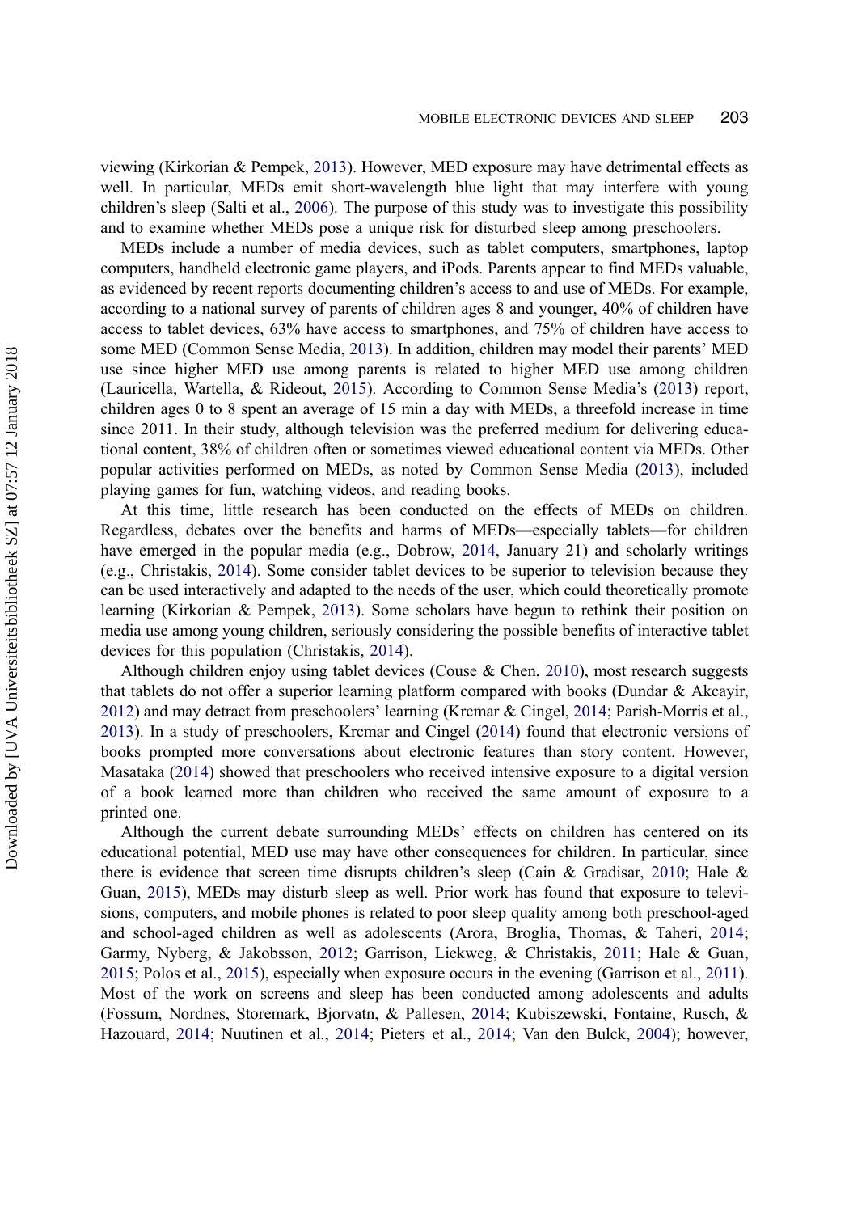viewing (Kirkorian & Pempek, 2013). However, MED exposure may have detrimental effects as well. In particular, MEDs emit short-wavelength blue light that may interfere with young children's sleep (Salti et al., 2006). The purpose of this study was to investigate this possibility and to examine whether MEDs pose a unique risk for disturbed sleep among preschoolers.

MEDs include a number of media devices, such as tablet computers, smartphones, laptop computers, handheld electronic game players, and iPods. Parents appear to find MEDs valuable, as evidenced by recent reports documenting children's access to and use of MEDs. For example, according to a national survey of parents of children ages 8 and younger, 40% of children have access to tablet devices, 63% have access to smartphones, and 75% of children have access to some MED (Common Sense Media, 2013). In addition, children may model their parents' MED use since higher MED use among parents is related to higher MED use among children (Lauricella, Wartella, & Rideout, 2015). According to Common Sense Media's (2013) report, children ages 0 to 8 spent an average of 15 min a day with MEDs, a threefold increase in time since 2011. In their study, although television was the preferred medium for delivering educational content, 38% of children often or sometimes viewed educational content via MEDs. Other popular activities performed on MEDs, as noted by Common Sense Media (2013), included playing games for fun, watching videos, and reading books.

At this time, little research has been conducted on the effects of MEDs on children. Regardless, debates over the benefits and harms of MEDs—especially tablets—for children have emerged in the popular media (e.g., Dobrow, 2014, January 21) and scholarly writings (e.g., Christakis, 2014). Some consider tablet devices to be superior to television because they can be used interactively and adapted to the needs of the user, which could theoretically promote learning (Kirkorian & Pempek, 2013). Some scholars have begun to rethink their position on media use among young children, seriously considering the possible benefits of interactive tablet devices for this population (Christakis, 2014).

Although children enjoy using tablet devices (Couse & Chen, 2010), most research suggests that tablets do not offer a superior learning platform compared with books (Dundar & Akcayir, 2012) and may detract from preschoolers' learning (Krcmar & Cingel, 2014; Parish-Morris et al., 2013). In a study of preschoolers, Krcmar and Cingel (2014) found that electronic versions of books prompted more conversations about electronic features than story content. However, Masataka (2014) showed that preschoolers who received intensive exposure to a digital version of a book learned more than children who received the same amount of exposure to a printed one.

Although the current debate surrounding MEDs' effects on children has centered on its educational potential, MED use may have other consequences for children. In particular, since there is evidence that screen time disrupts children's sleep (Cain & Gradisar, 2010; Hale & Guan, 2015), MEDs may disturb sleep as well. Prior work has found that exposure to televisions, computers, and mobile phones is related to poor sleep quality among both preschool-aged and school-aged children as well as adolescents (Arora, Broglia, Thomas, & Taheri, 2014; Garmy, Nyberg, & Jakobsson, 2012; Garrison, Liekweg, & Christakis, 2011; Hale & Guan, 2015; Polos et al., 2015), especially when exposure occurs in the evening (Garrison et al., 2011). Most of the work on screens and sleep has been conducted among adolescents and adults (Fossum, Nordnes, Storemark, Bjorvatn, & Pallesen, 2014; Kubiszewski, Fontaine, Rusch, & Hazouard, 2014; Nuutinen et al., 2014; Pieters et al., 2014; Van den Bulck, 2004); however,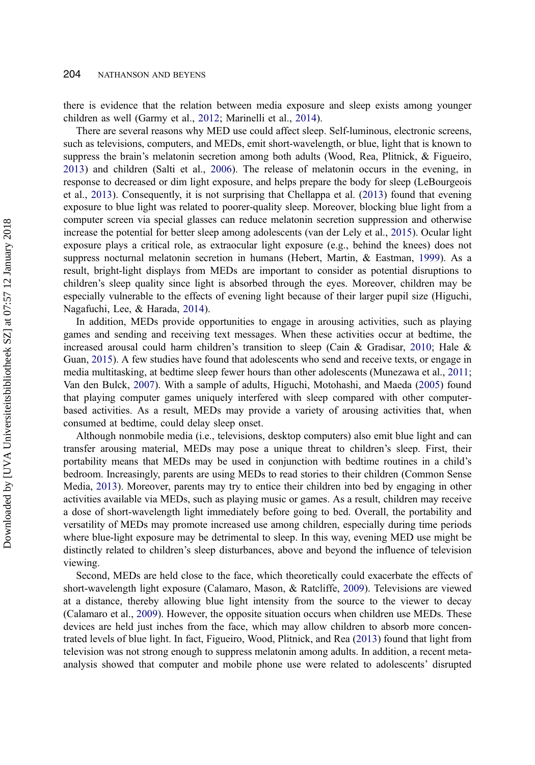there is evidence that the relation between media exposure and sleep exists among younger children as well (Garmy et al., 2012; Marinelli et al., 2014).

There are several reasons why MED use could affect sleep. Self-luminous, electronic screens, such as televisions, computers, and MEDs, emit short-wavelength, or blue, light that is known to suppress the brain's melatonin secretion among both adults (Wood, Rea, Plitnick, & Figueiro, 2013) and children (Salti et al., 2006). The release of melatonin occurs in the evening, in response to decreased or dim light exposure, and helps prepare the body for sleep (LeBourgeois et al., 2013). Consequently, it is not surprising that Chellappa et al. (2013) found that evening exposure to blue light was related to poorer-quality sleep. Moreover, blocking blue light from a computer screen via special glasses can reduce melatonin secretion suppression and otherwise increase the potential for better sleep among adolescents (van der Lely et al., 2015). Ocular light exposure plays a critical role, as extraocular light exposure (e.g., behind the knees) does not suppress nocturnal melatonin secretion in humans (Hebert, Martin, & Eastman, 1999). As a result, bright-light displays from MEDs are important to consider as potential disruptions to children's sleep quality since light is absorbed through the eyes. Moreover, children may be especially vulnerable to the effects of evening light because of their larger pupil size (Higuchi, Nagafuchi, Lee, & Harada, 2014).

In addition, MEDs provide opportunities to engage in arousing activities, such as playing games and sending and receiving text messages. When these activities occur at bedtime, the increased arousal could harm children's transition to sleep (Cain & Gradisar, 2010; Hale & Guan, 2015). A few studies have found that adolescents who send and receive texts, or engage in media multitasking, at bedtime sleep fewer hours than other adolescents (Munezawa et al., 2011; Van den Bulck, 2007). With a sample of adults, Higuchi, Motohashi, and Maeda (2005) found that playing computer games uniquely interfered with sleep compared with other computer-based activities. As a result, MEDs may provide a variety of arousing activities that, when consumed at bedtime, could delay sleep onset.

Although nonmobile media (i.e., televisions, desktop computers) also emit blue light and can transfer arousing material, MEDs may pose a unique threat to children's sleep. First, their portability means that MEDs may be used in conjunction with bedtime routines in a child's bedroom. Increasingly, parents are using MEDs to read stories to their children (Common Sense Media, 2013). Moreover, parents may try to entice their children into bed by engaging in other activities available via MEDs, such as playing music or games. As a result, children may receive a dose of short-wavelength light immediately before going to bed. Overall, the portability and versatility of MEDs may promote increased use among children, especially during time periods where blue-light exposure may be detrimental to sleep. In this way, evening MED use might be distinctly related to children's sleep disturbances, above and beyond the influence of television viewing.

Second, MEDs are held close to the face, which theoretically could exacerbate the effects of short-wavelength light exposure (Calamaro, Mason, & Ratcliffe, 2009). Televisions are viewed at a distance, thereby allowing blue light intensity from the source to the viewer to decay (Calamaro et al., 2009). However, the opposite situation occurs when children use MEDs. These devices are held just inches from the face, which may allow children to absorb more concentrated levels of blue light. In fact, Figueiro, Wood, Plitnick, and Rea (2013) found that light from television was not strong enough to suppress melatonin among adults. In addition, a recent meta-analysis showed that computer and mobile phone use were related to adolescents' disrupted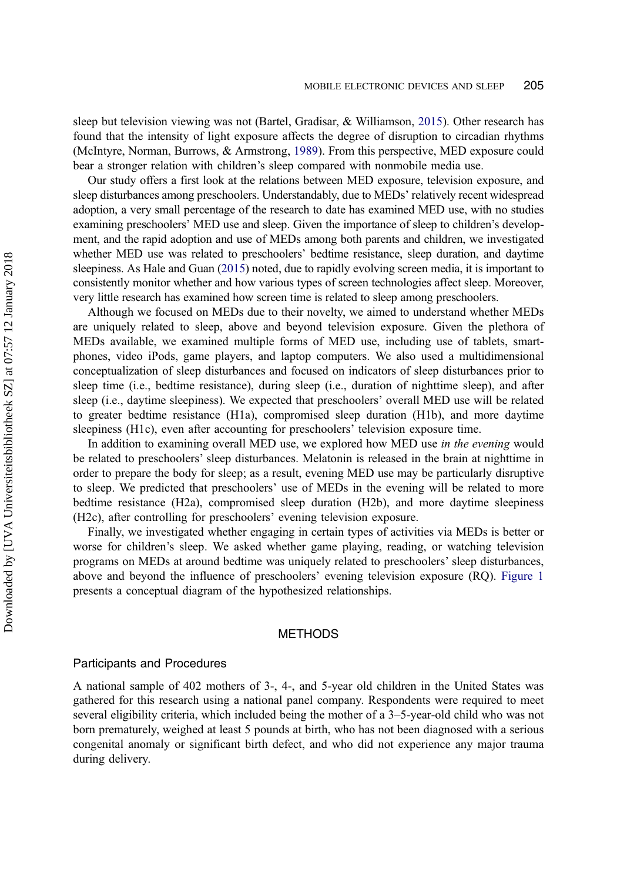sleep but television viewing was not (Bartel, Gradisar, & Williamson, 2015). Other research has found that the intensity of light exposure affects the degree of disruption to circadian rhythms (McIntyre, Norman, Burrows, & Armstrong, 1989). From this perspective, MED exposure could bear a stronger relation with children's sleep compared with nonmobile media use.

Our study offers a first look at the relations between MED exposure, television exposure, and sleep disturbances among preschoolers. Understandably, due to MEDs' relatively recent widespread adoption, a very small percentage of the research to date has examined MED use, with no studies examining preschoolers' MED use and sleep. Given the importance of sleep to children's development, and the rapid adoption and use of MEDs among both parents and children, we investigated whether MED use was related to preschoolers' bedtime resistance, sleep duration, and daytime sleepiness. As Hale and Guan (2015) noted, due to rapidly evolving screen media, it is important to consistently monitor whether and how various types of screen technologies affect sleep. Moreover, very little research has examined how screen time is related to sleep among preschoolers.

Although we focused on MEDs due to their novelty, we aimed to understand whether MEDs are uniquely related to sleep, above and beyond television exposure. Given the plethora of MEDs available, we examined multiple forms of MED use, including use of tablets, smartphones, video iPods, game players, and laptop computers. We also used a multidimensional conceptualization of sleep disturbances and focused on indicators of sleep disturbances prior to sleep time (i.e., bedtime resistance), during sleep (i.e., duration of nighttime sleep), and after sleep (i.e., daytime sleepiness). We expected that preschoolers' overall MED use will be related to greater bedtime resistance (H1a), compromised sleep duration (H1b), and more daytime sleepiness (H1c), even after accounting for preschoolers' television exposure time.

In addition to examining overall MED use, we explored how MED use *in the evening* would be related to preschoolers' sleep disturbances. Melatonin is released in the brain at nighttime in order to prepare the body for sleep; as a result, evening MED use may be particularly disruptive to sleep. We predicted that preschoolers' use of MEDs in the evening will be related to more bedtime resistance (H2a), compromised sleep duration (H2b), and more daytime sleepiness (H2c), after controlling for preschoolers' evening television exposure.

Finally, we investigated whether engaging in certain types of activities via MEDs is better or worse for children's sleep. We asked whether game playing, reading, or watching television programs on MEDs at around bedtime was uniquely related to preschoolers' sleep disturbances, above and beyond the influence of preschoolers' evening television exposure (RQ). Figure 1 presents a conceptual diagram of the hypothesized relationships.

## METHODS

### Participants and Procedures

A national sample of 402 mothers of 3-, 4-, and 5-year old children in the United States was gathered for this research using a national panel company. Respondents were required to meet several eligibility criteria, which included being the mother of a 3–5-year-old child who was not born prematurely, weighed at least 5 pounds at birth, who has not been diagnosed with a serious congenital anomaly or significant birth defect, and who did not experience any major trauma during delivery.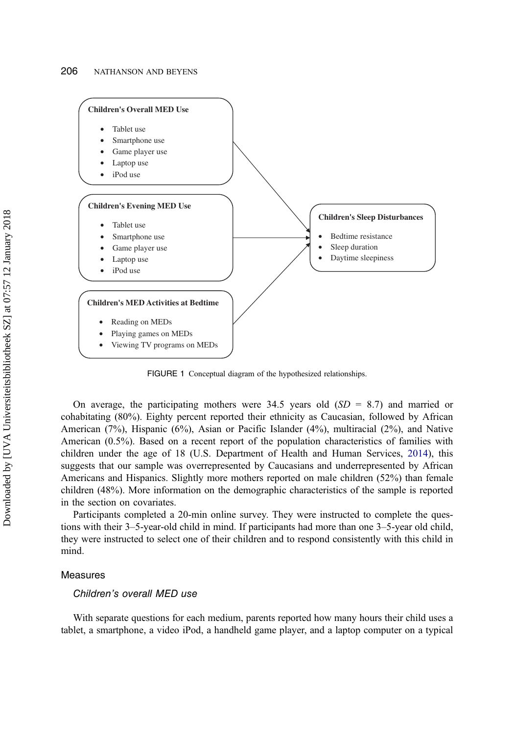**Children's Overall MED Use**

- Tablet use
- Smartphone use
- Game player use
- Laptop use
- iPod use

**Children's Evening MED Use**

- Tablet use
- Smartphone use
- Game player use
- Laptop use
- iPod use

**Children's MED Activities at Bedtime**

- Reading on MEDs
- Playing games on MEDs
- Viewing TV programs on MEDs

**Children's Sleep Disturbances**

- Bedtime resistance
- Sleep duration
- Daytime sleepiness

FIGURE 1 Conceptual diagram of the hypothesized relationships.

On average, the participating mothers were 34.5 years old (*SD* = 8.7) and married or cohabitating (80%). Eighty percent reported their ethnicity as Caucasian, followed by African American (7%), Hispanic (6%), Asian or Pacific Islander (4%), multiracial (2%), and Native American (0.5%). Based on a recent report of the population characteristics of families with children under the age of 18 (U.S. Department of Health and Human Services, 2014), this suggests that our sample was overrepresented by Caucasians and underrepresented by African Americans and Hispanics. Slightly more mothers reported on male children (52%) than female children (48%). More information on the demographic characteristics of the sample is reported in the section on covariates.

Participants completed a 20-min online survey. They were instructed to complete the questions with their 3–5-year-old child in mind. If participants had more than one 3–5-year old child, they were instructed to select one of their children and to respond consistently with this child in mind.

## Measures

### *Children's overall MED use*

With separate questions for each medium, parents reported how many hours their child uses a tablet, a smartphone, a video iPod, a handheld game player, and a laptop computer on a typical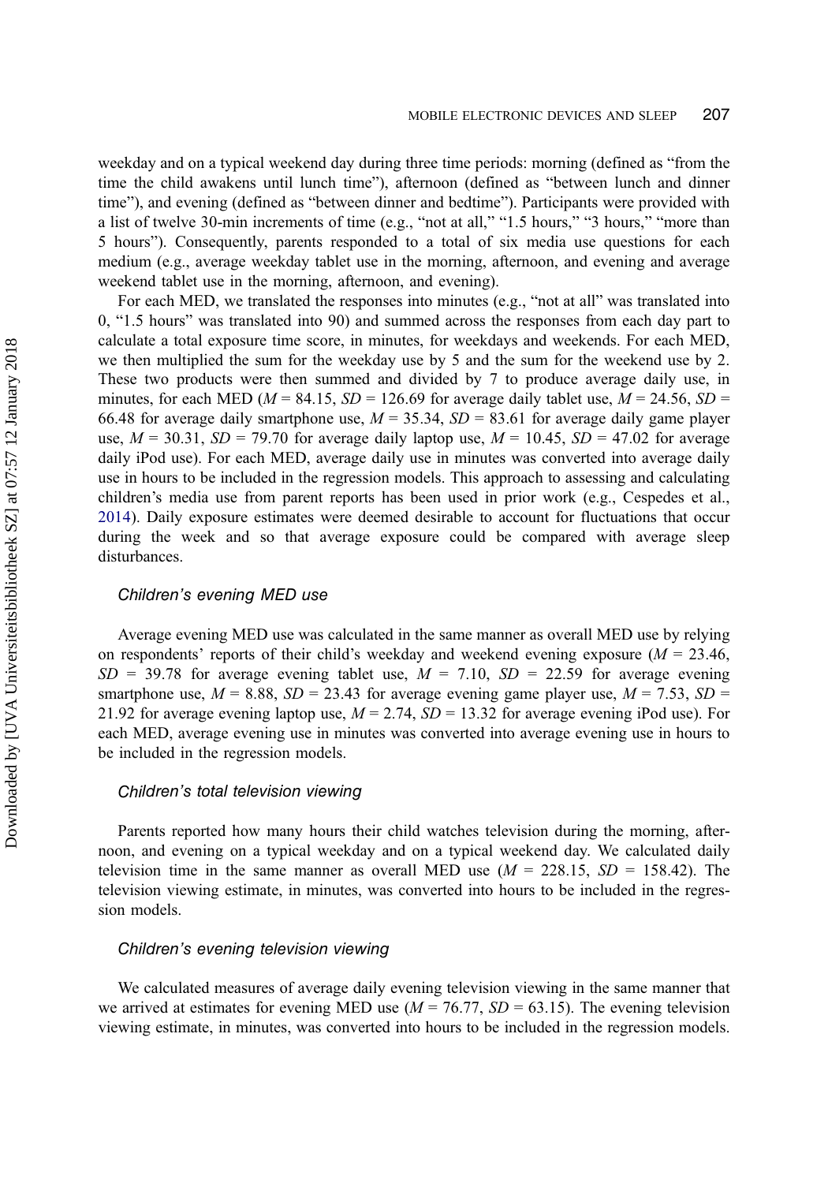weekday and on a typical weekend day during three time periods: morning (defined as "from the time the child awakens until lunch time"), afternoon (defined as "between lunch and dinner time"), and evening (defined as "between dinner and bedtime"). Participants were provided with a list of twelve 30-min increments of time (e.g., "not at all," "1.5 hours," "3 hours," "more than 5 hours"). Consequently, parents responded to a total of six media use questions for each medium (e.g., average weekday tablet use in the morning, afternoon, and evening and average weekend tablet use in the morning, afternoon, and evening).

For each MED, we translated the responses into minutes (e.g., "not at all" was translated into 0, "1.5 hours" was translated into 90) and summed across the responses from each day part to calculate a total exposure time score, in minutes, for weekdays and weekends. For each MED, we then multiplied the sum for the weekday use by 5 and the sum for the weekend use by 2. These two products were then summed and divided by 7 to produce average daily use, in minutes, for each MED ($M$ = 84.15, $SD$ = 126.69 for average daily tablet use, $M$ = 24.56, $SD$ = 66.48 for average daily smartphone use, $M$ = 35.34, $SD$ = 83.61 for average daily game player use, $M$ = 30.31, $SD$ = 79.70 for average daily laptop use, $M$ = 10.45, $SD$ = 47.02 for average daily iPod use). For each MED, average daily use in minutes was converted into average daily use in hours to be included in the regression models. This approach to assessing and calculating children's media use from parent reports has been used in prior work (e.g., Cespedes et al., 2014). Daily exposure estimates were deemed desirable to account for fluctuations that occur during the week and so that average exposure could be compared with average sleep disturbances.

### *Children's evening MED use*

Average evening MED use was calculated in the same manner as overall MED use by relying on respondents' reports of their child's weekday and weekend evening exposure ($M$ = 23.46, $SD$ = 39.78 for average evening tablet use, $M$ = 7.10, $SD$ = 22.59 for average evening smartphone use, $M$ = 8.88, $SD$ = 23.43 for average evening game player use, $M$ = 7.53, $SD$ = 21.92 for average evening laptop use, $M$ = 2.74, $SD$ = 13.32 for average evening iPod use). For each MED, average evening use in minutes was converted into average evening use in hours to be included in the regression models.

### *Children's total television viewing*

Parents reported how many hours their child watches television during the morning, afternoon, and evening on a typical weekday and on a typical weekend day. We calculated daily television time in the same manner as overall MED use ($M$ = 228.15, $SD$ = 158.42). The television viewing estimate, in minutes, was converted into hours to be included in the regression models.

### *Children's evening television viewing*

We calculated measures of average daily evening television viewing in the same manner that we arrived at estimates for evening MED use ($M$ = 76.77, $SD$ = 63.15). The evening television viewing estimate, in minutes, was converted into hours to be included in the regression models.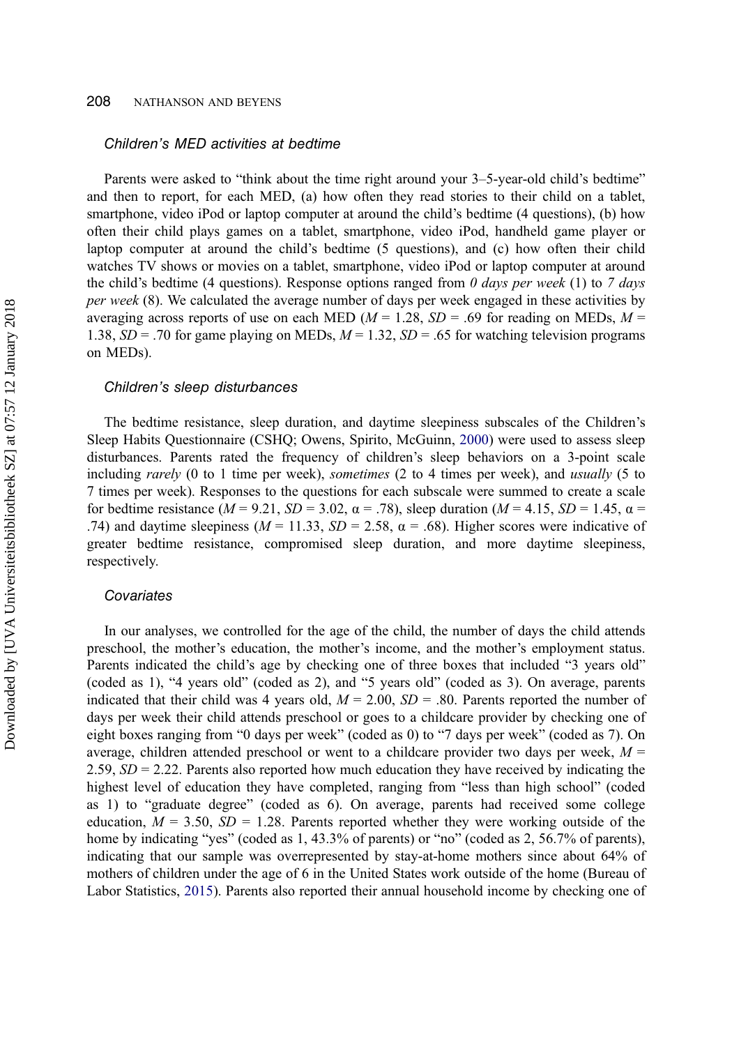### *Children's MED activities at bedtime*

Parents were asked to "think about the time right around your 3–5-year-old child's bedtime" and then to report, for each MED, (a) how often they read stories to their child on a tablet, smartphone, video iPod or laptop computer at around the child's bedtime (4 questions), (b) how often their child plays games on a tablet, smartphone, video iPod, handheld game player or laptop computer at around the child's bedtime (5 questions), and (c) how often their child watches TV shows or movies on a tablet, smartphone, video iPod or laptop computer at around the child's bedtime (4 questions). Response options ranged from *0 days per week* (1) to *7 days per week* (8). We calculated the average number of days per week engaged in these activities by averaging across reports of use on each MED ($M$ = 1.28, $SD$ = .69 for reading on MEDs, $M$ = 1.38, $SD$ = .70 for game playing on MEDs, $M$ = 1.32, $SD$ = .65 for watching television programs on MEDs).

### *Children's sleep disturbances*

The bedtime resistance, sleep duration, and daytime sleepiness subscales of the Children's Sleep Habits Questionnaire (CSHQ; Owens, Spirito, McGuinn, 2000) were used to assess sleep disturbances. Parents rated the frequency of children's sleep behaviors on a 3-point scale including *rarely* (0 to 1 time per week), *sometimes* (2 to 4 times per week), and *usually* (5 to 7 times per week). Responses to the questions for each subscale were summed to create a scale for bedtime resistance ($M$ = 9.21, $SD$ = 3.02, $\alpha$ = .78), sleep duration ($M$ = 4.15, $SD$ = 1.45, $\alpha$ = .74) and daytime sleepiness ($M$ = 11.33, $SD$ = 2.58, $\alpha$ = .68). Higher scores were indicative of greater bedtime resistance, compromised sleep duration, and more daytime sleepiness, respectively.

### *Covariates*

In our analyses, we controlled for the age of the child, the number of days the child attends preschool, the mother's education, the mother's income, and the mother's employment status. Parents indicated the child's age by checking one of three boxes that included "3 years old" (coded as 1), "4 years old" (coded as 2), and "5 years old" (coded as 3). On average, parents indicated that their child was 4 years old, $M$ = 2.00, $SD$ = .80. Parents reported the number of days per week their child attends preschool or goes to a childcare provider by checking one of eight boxes ranging from "0 days per week" (coded as 0) to "7 days per week" (coded as 7). On average, children attended preschool or went to a childcare provider two days per week, $M$ = 2.59, $SD$ = 2.22. Parents also reported how much education they have received by indicating the highest level of education they have completed, ranging from "less than high school" (coded as 1) to "graduate degree" (coded as 6). On average, parents had received some college education, $M$ = 3.50, $SD$ = 1.28. Parents reported whether they were working outside of the home by indicating "yes" (coded as 1, 43.3% of parents) or "no" (coded as 2, 56.7% of parents), indicating that our sample was overrepresented by stay-at-home mothers since about 64% of mothers of children under the age of 6 in the United States work outside of the home (Bureau of Labor Statistics, 2015). Parents also reported their annual household income by checking one of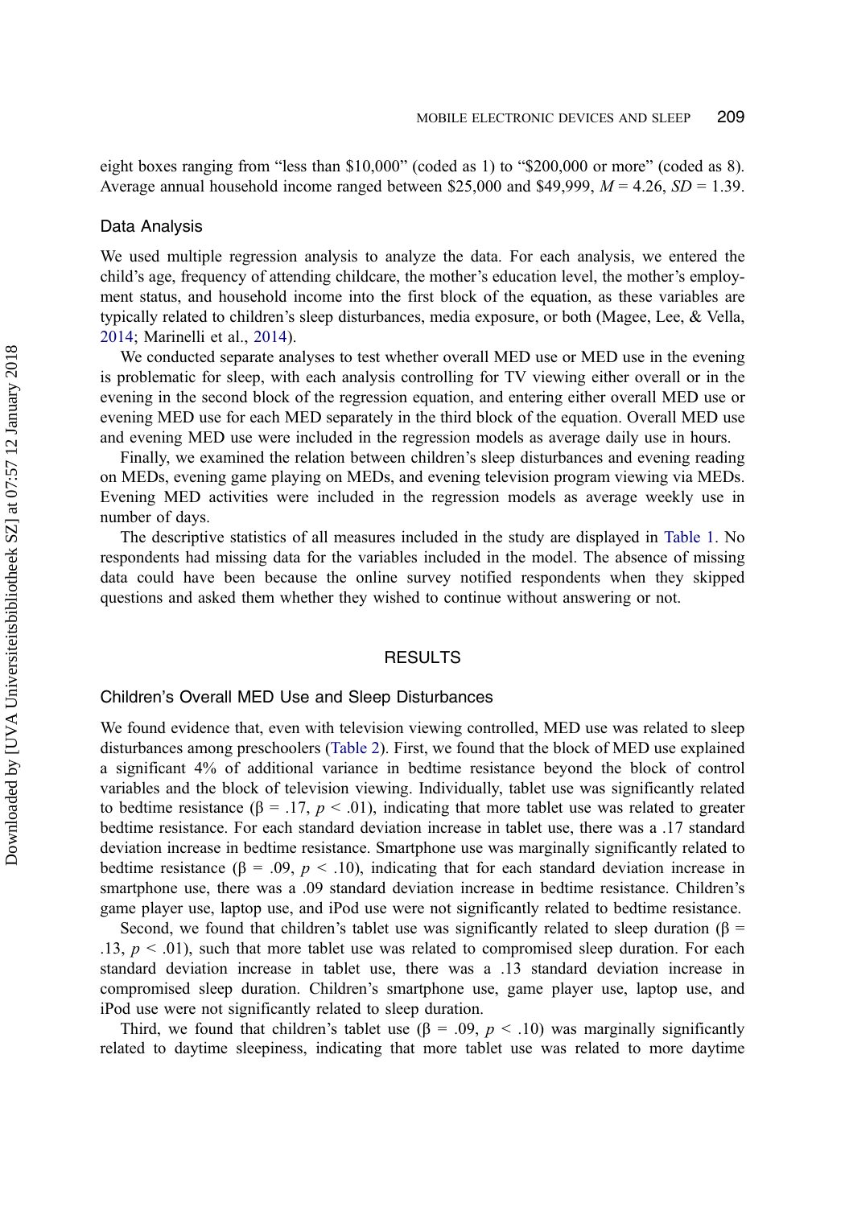eight boxes ranging from "less than \$10,000" (coded as 1) to "\$200,000 or more" (coded as 8). Average annual household income ranged between \$25,000 and \$49,999, $M = 4.26$, $SD = 1.39$.

### Data Analysis

We used multiple regression analysis to analyze the data. For each analysis, we entered the child's age, frequency of attending childcare, the mother's education level, the mother's employment status, and household income into the first block of the equation, as these variables are typically related to children's sleep disturbances, media exposure, or both (Magee, Lee, & Vella, 2014; Marinelli et al., 2014).

We conducted separate analyses to test whether overall MED use or MED use in the evening is problematic for sleep, with each analysis controlling for TV viewing either overall or in the evening in the second block of the regression equation, and entering either overall MED use or evening MED use for each MED separately in the third block of the equation. Overall MED use and evening MED use were included in the regression models as average daily use in hours.

Finally, we examined the relation between children's sleep disturbances and evening reading on MEDs, evening game playing on MEDs, and evening television program viewing via MEDs. Evening MED activities were included in the regression models as average weekly use in number of days.

The descriptive statistics of all measures included in the study are displayed in Table 1. No respondents had missing data for the variables included in the model. The absence of missing data could have been because the online survey notified respondents when they skipped questions and asked them whether they wished to continue without answering or not.

## RESULTS

### Children's Overall MED Use and Sleep Disturbances

We found evidence that, even with television viewing controlled, MED use was related to sleep disturbances among preschoolers (Table 2). First, we found that the block of MED use explained a significant 4% of additional variance in bedtime resistance beyond the block of control variables and the block of television viewing. Individually, tablet use was significantly related to bedtime resistance ($\beta = .17$, $p < .01$), indicating that more tablet use was related to greater bedtime resistance. For each standard deviation increase in tablet use, there was a .17 standard deviation increase in bedtime resistance. Smartphone use was marginally significantly related to bedtime resistance ($\beta = .09$, $p < .10$), indicating that for each standard deviation increase in smartphone use, there was a .09 standard deviation increase in bedtime resistance. Children's game player use, laptop use, and iPod use were not significantly related to bedtime resistance.

Second, we found that children's tablet use was significantly related to sleep duration ($\beta = .13$, $p < .01$), such that more tablet use was related to compromised sleep duration. For each standard deviation increase in tablet use, there was a .13 standard deviation increase in compromised sleep duration. Children's smartphone use, game player use, laptop use, and iPod use were not significantly related to sleep duration.

Third, we found that children's tablet use ($\beta = .09$, $p < .10$) was marginally significantly related to daytime sleepiness, indicating that more tablet use was related to more daytime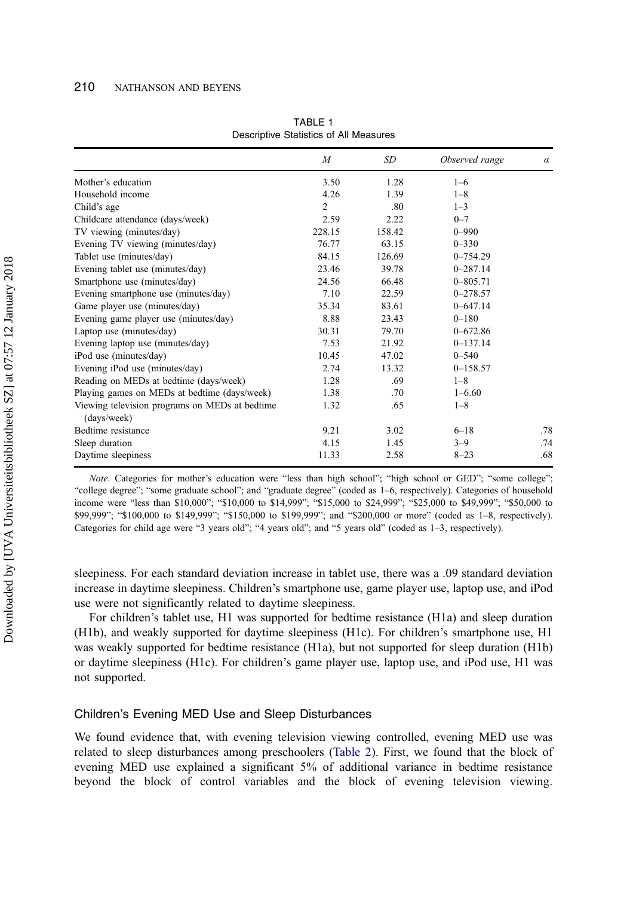TABLE 1
Descriptive Statistics of All Measures

| | *M* | *SD* | *Observed range* | *α* |
|---|---|---|---|---|
| Mother's education | 3.50 | 1.28 | 1–6 | |
| Household income | 4.26 | 1.39 | 1–8 | |
| Child's age | 2 | .80 | 1–3 | |
| Childcare attendance (days/week) | 2.59 | 2.22 | 0–7 | |
| TV viewing (minutes/day) | 228.15 | 158.42 | 0–990 | |
| Evening TV viewing (minutes/day) | 76.77 | 63.15 | 0–330 | |
| Tablet use (minutes/day) | 84.15 | 126.69 | 0–754.29 | |
| Evening tablet use (minutes/day) | 23.46 | 39.78 | 0–287.14 | |
| Smartphone use (minutes/day) | 24.56 | 66.48 | 0–805.71 | |
| Evening smartphone use (minutes/day) | 7.10 | 22.59 | 0–278.57 | |
| Game player use (minutes/day) | 35.34 | 83.61 | 0–647.14 | |
| Evening game player use (minutes/day) | 8.88 | 23.43 | 0–180 | |
| Laptop use (minutes/day) | 30.31 | 79.70 | 0–672.86 | |
| Evening laptop use (minutes/day) | 7.53 | 21.92 | 0–137.14 | |
| iPod use (minutes/day) | 10.45 | 47.02 | 0–540 | |
| Evening iPod use (minutes/day) | 2.74 | 13.32 | 0–158.57 | |
| Reading on MEDs at bedtime (days/week) | 1.28 | .69 | 1–8 | |
| Playing games on MEDs at bedtime (days/week) | 1.38 | .70 | 1–6.60 | |
| Viewing television programs on MEDs at bedtime (days/week) | 1.32 | .65 | 1–8 | |
| Bedtime resistance | 9.21 | 3.02 | 6–18 | .78 |
| Sleep duration | 4.15 | 1.45 | 3–9 | .74 |
| Daytime sleepiness | 11.33 | 2.58 | 8–23 | .68 |

*Note*. Categories for mother's education were "less than high school"; "high school or GED"; "some college"; "college degree"; "some graduate school"; and "graduate degree" (coded as 1–6, respectively). Categories of household income were "less than \$10,000"; "\$10,000 to \$14,999"; "\$15,000 to \$24,999"; "\$25,000 to \$49,999"; "\$50,000 to \$99,999"; "\$100,000 to \$149,999"; "\$150,000 to \$199,999"; and "\$200,000 or more" (coded as 1–8, respectively). Categories for child age were "3 years old"; "4 years old"; and "5 years old" (coded as 1–3, respectively).

sleepiness. For each standard deviation increase in tablet use, there was a .09 standard deviation increase in daytime sleepiness. Children's smartphone use, game player use, laptop use, and iPod use were not significantly related to daytime sleepiness.

For children's tablet use, H1 was supported for bedtime resistance (H1a) and sleep duration (H1b), and weakly supported for daytime sleepiness (H1c). For children's smartphone use, H1 was weakly supported for bedtime resistance (H1a), but not supported for sleep duration (H1b) or daytime sleepiness (H1c). For children's game player use, laptop use, and iPod use, H1 was not supported.

## Children's Evening MED Use and Sleep Disturbances

We found evidence that, with evening television viewing controlled, evening MED use was related to sleep disturbances among preschoolers (Table 2). First, we found that the block of evening MED use explained a significant 5% of additional variance in bedtime resistance beyond the block of control variables and the block of evening television viewing.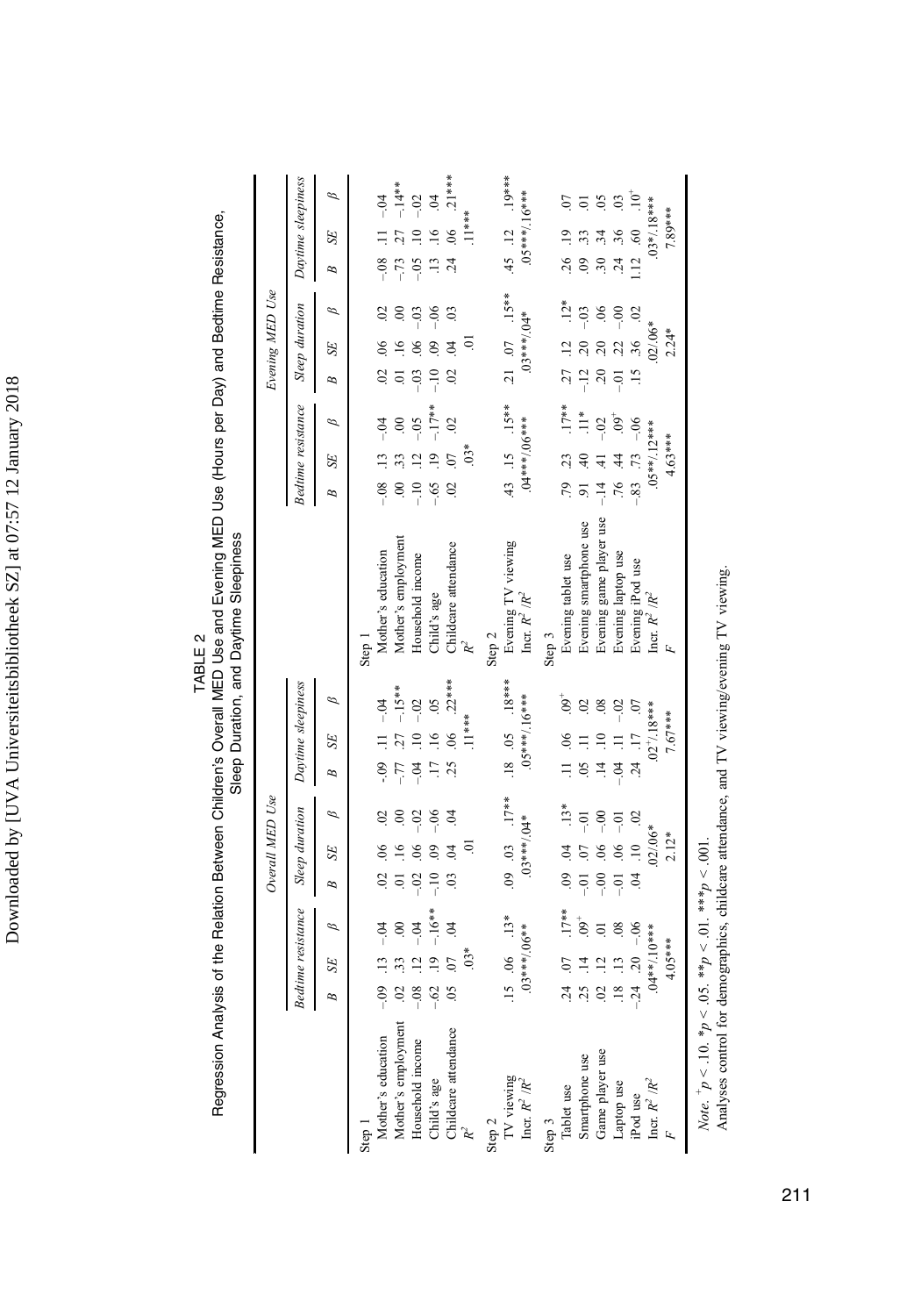TABLE 2
Regression Analysis of the Relation Between Children's Overall MED Use and Evening MED Use (Hours per Day) and Bedtime Resistance, Sleep Duration, and Daytime Sleepiness

| | Overall MED Use | | | | | | | | | | Evening MED Use | | | | | | | | |
|---|---|---|---|---|---|---|---|---|---|---|---|---|---|---|---|---|---|---|---|
| | Bedtime resistance | | | Sleep duration | | | Daytime sleepiness | | | | Bedtime resistance | | | Sleep duration | | | Daytime sleepiness | | |
| | *B* | *SE* | *β* | *B* | *SE* | *β* | *B* | *SE* | *β* | | *B* | *SE* | *β* | *B* | *SE* | *β* | *B* | *SE* | *β* |
| Step 1 | | | | | | | | | | Step 1 | | | | | | | | | |
| Mother's education | −.09 | .13 | −.04 | .02 | .06 | .02 | −.09 | .11 | −.04 | Mother's education | −.08 | .13 | −.04 | .02 | .06 | .02 | −.08 | .11 | −.04 |
| Mother's employment | .02 | .33 | .00 | .01 | .16 | .00 | −.77 | .27 | −.15** | Mother's employment | .00 | .33 | .00 | .01 | .16 | .00 | −.73 | .27 | −.14** |
| Household income | −.08 | .12 | −.04 | −.02 | .06 | −.02 | −.04 | .10 | −.02 | Household income | −.10 | .12 | −.05 | −.03 | .06 | −.03 | −.05 | .10 | −.02 |
| Child's age | −.62 | .19 | −.16** | −.10 | .09 | −.06 | .17 | .16 | .05 | Child's age | −.65 | .19 | −.17** | −.10 | .09 | −.06 | .13 | .16 | .04 |
| Childcare attendance | .05 | .07 | .04 | .03 | .04 | .04 | .25 | .06 | .22*** | Childcare attendance | .02 | .07 | .02 | .02 | .04 | .03 | .24 | .06 | .21*** |
| $R^2$ | | .03* | | | .01 | | | .11*** | | $R^2$ | | .03* | | | .01 | | | .11*** | |
| Step 2 | | | | | | | | | | Step 2 | | | | | | | | | |
| TV viewing | .15 | .06 | .13* | .09 | .03 | .17** | .18 | .05 | .18*** | Evening TV viewing | .43 | .15 | .15** | .21 | .07 | .15** | .45 | .12 | .19*** |
| Incr. $R^2$ /$R^2$ | | .03***/.06** | | | .03***/.04* | | | .05***/.16*** | | Incr. $R^2$ /$R^2$ | | .04***/.06*** | | | .03***/.04* | | | .05***/.16*** | |
| Step 3 | | | | | | | | | | Step 3 | | | | | | | | | |
| Tablet use | .24 | .07 | .17** | .09 | .04 | .13* | .11 | .06 | .09$^+$ | Evening tablet use | .79 | .23 | .17** | .27 | .12 | .12* | .26 | .19 | .07 |
| Smartphone use | .25 | .14 | .09$^+$ | −.01 | .07 | −.01 | .05 | .11 | .02 | Evening smartphone use | .91 | .40 | .11* | −.12 | .20 | −.03 | .09 | .33 | .01 |
| Game player use | .02 | .12 | .01 | −.00 | .06 | −.00 | .14 | .10 | .08 | Evening game player use | −.14 | .41 | −.02 | .20 | .20 | .06 | .30 | .34 | .05 |
| Laptop use | .18 | .13 | .08 | −.01 | .06 | −.01 | −.04 | .11 | −.02 | Evening laptop use | .76 | .44 | .09$^+$ | −.01 | .22 | −.00 | .24 | .36 | .03 |
| iPod use | −.24 | .20 | −.06 | .04 | .10 | .02 | .24 | .17 | .07 | Evening iPod use | −.83 | .73 | −.06 | .15 | .36 | .02 | 1.12 | .60 | .10$^+$ |
| Incr. $R^2$ /$R^2$ | | .04**/.10*** | | | .02/.06* | | | .02$^+$/.18*** | | Incr. $R^2$ /$R^2$ | | .05**/.12*** | | | .02/.06* | | | .03*/.18*** | |
| *F* | | 4.05*** | | | 2.12* | | | 7.67*** | | *F* | | 4.63*** | | | 2.24* | | | 7.89*** | |

*Note.* $^+p < .10$. $^*p < .05$. $^{**}p < .01$. $^{***}p < .001$.
Analyses control for demographics, childcare attendance, and TV viewing/evening TV viewing.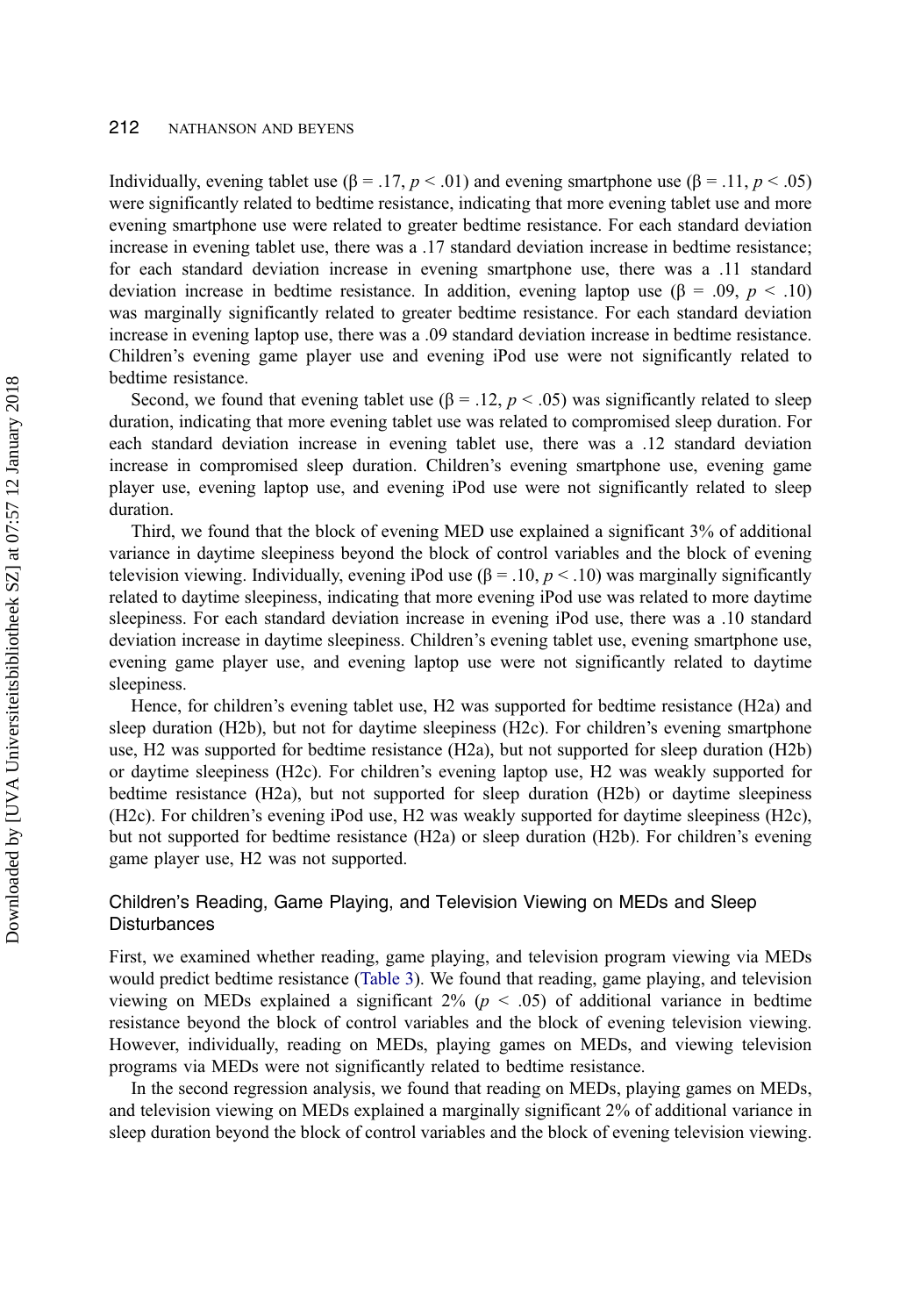Individually, evening tablet use ($\beta = .17$, $p < .01$) and evening smartphone use ($\beta = .11$, $p < .05$) were significantly related to bedtime resistance, indicating that more evening tablet use and more evening smartphone use were related to greater bedtime resistance. For each standard deviation increase in evening tablet use, there was a .17 standard deviation increase in bedtime resistance; for each standard deviation increase in evening smartphone use, there was a .11 standard deviation increase in bedtime resistance. In addition, evening laptop use ($\beta = .09$, $p < .10$) was marginally significantly related to greater bedtime resistance. For each standard deviation increase in evening laptop use, there was a .09 standard deviation increase in bedtime resistance. Children's evening game player use and evening iPod use were not significantly related to bedtime resistance.

Second, we found that evening tablet use ($\beta = .12$, $p < .05$) was significantly related to sleep duration, indicating that more evening tablet use was related to compromised sleep duration. For each standard deviation increase in evening tablet use, there was a .12 standard deviation increase in compromised sleep duration. Children's evening smartphone use, evening game player use, evening laptop use, and evening iPod use were not significantly related to sleep duration.

Third, we found that the block of evening MED use explained a significant 3% of additional variance in daytime sleepiness beyond the block of control variables and the block of evening television viewing. Individually, evening iPod use ($\beta = .10$, $p < .10$) was marginally significantly related to daytime sleepiness, indicating that more evening iPod use was related to more daytime sleepiness. For each standard deviation increase in evening iPod use, there was a .10 standard deviation increase in daytime sleepiness. Children's evening tablet use, evening smartphone use, evening game player use, and evening laptop use were not significantly related to daytime sleepiness.

Hence, for children's evening tablet use, H2 was supported for bedtime resistance (H2a) and sleep duration (H2b), but not for daytime sleepiness (H2c). For children's evening smartphone use, H2 was supported for bedtime resistance (H2a), but not supported for sleep duration (H2b) or daytime sleepiness (H2c). For children's evening laptop use, H2 was weakly supported for bedtime resistance (H2a), but not supported for sleep duration (H2b) or daytime sleepiness (H2c). For children's evening iPod use, H2 was weakly supported for daytime sleepiness (H2c), but not supported for bedtime resistance (H2a) or sleep duration (H2b). For children's evening game player use, H2 was not supported.

### Children's Reading, Game Playing, and Television Viewing on MEDs and Sleep Disturbances

First, we examined whether reading, game playing, and television program viewing via MEDs would predict bedtime resistance (Table 3). We found that reading, game playing, and television viewing on MEDs explained a significant 2% ($p < .05$) of additional variance in bedtime resistance beyond the block of control variables and the block of evening television viewing. However, individually, reading on MEDs, playing games on MEDs, and viewing television programs via MEDs were not significantly related to bedtime resistance.

In the second regression analysis, we found that reading on MEDs, playing games on MEDs, and television viewing on MEDs explained a marginally significant 2% of additional variance in sleep duration beyond the block of control variables and the block of evening television viewing.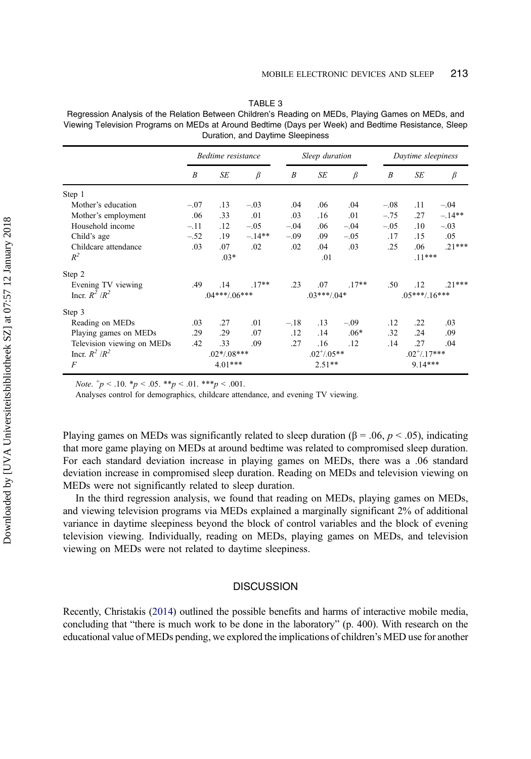TABLE 3
Regression Analysis of the Relation Between Children's Reading on MEDs, Playing Games on MEDs, and Viewing Television Programs on MEDs at Around Bedtime (Days per Week) and Bedtime Resistance, Sleep Duration, and Daytime Sleepiness

| | *Bedtime resistance* | | | *Sleep duration* | | | *Daytime sleepiness* | | |
|---|---|---|---|---|---|---|---|---|---|
| | *B* | *SE* | *β* | *B* | *SE* | *β* | *B* | *SE* | *β* |
| Step 1 | | | | | | | | | |
| Mother's education | −.07 | .13 | −.03 | .04 | .06 | .04 | −.08 | .11 | −.04 |
| Mother's employment | .06 | .33 | .01 | .03 | .16 | .01 | −.75 | .27 | −.14** |
| Household income | −.11 | .12 | −.05 | −.04 | .06 | −.04 | −.05 | .10 | −.03 |
| Child's age | −.52 | .19 | −.14** | −.09 | .09 | −.05 | .17 | .15 | .05 |
| Childcare attendance | .03 | .07 | .02 | .02 | .04 | .03 | .25 | .06 | .21*** |
| $R^2$ | | .03* | | | .01 | | | .11*** | |
| Step 2 | | | | | | | | | |
| Evening TV viewing | .49 | .14 | .17** | .23 | .07 | .17** | .50 | .12 | .21*** |
| Incr. $R^2$ /$R^2$ | | .04***/.06*** | | | .03***/.04* | | | .05***/.16*** | |
| Step 3 | | | | | | | | | |
| Reading on MEDs | .03 | .27 | .01 | −.18 | .13 | −.09 | .12 | .22 | .03 |
| Playing games on MEDs | .29 | .29 | .07 | .12 | .14 | .06* | .32 | .24 | .09 |
| Television viewing on MEDs | .42 | .33 | .09 | .27 | .16 | .12 | .14 | .27 | .04 |
| Incr. $R^2$ /$R^2$ | | .02*/.08*** | | | .02$^+$/.05** | | | .02$^+$/.17*** | |
| *F* | | 4.01*** | | | 2.51** | | | 9.14*** | |

*Note.* $^+p < .10$. $*p < .05$. $**p < .01$. $***p < .001$.
Analyses control for demographics, childcare attendance, and evening TV viewing.

Playing games on MEDs was significantly related to sleep duration (β = .06, $p < .05$), indicating that more game playing on MEDs at around bedtime was related to compromised sleep duration. For each standard deviation increase in playing games on MEDs, there was a .06 standard deviation increase in compromised sleep duration. Reading on MEDs and television viewing on MEDs were not significantly related to sleep duration.

In the third regression analysis, we found that reading on MEDs, playing games on MEDs, and viewing television programs via MEDs explained a marginally significant 2% of additional variance in daytime sleepiness beyond the block of control variables and the block of evening television viewing. Individually, reading on MEDs, playing games on MEDs, and television viewing on MEDs were not related to daytime sleepiness.

## DISCUSSION

Recently, Christakis (2014) outlined the possible benefits and harms of interactive mobile media, concluding that "there is much work to be done in the laboratory" (p. 400). With research on the educational value of MEDs pending, we explored the implications of children's MED use for another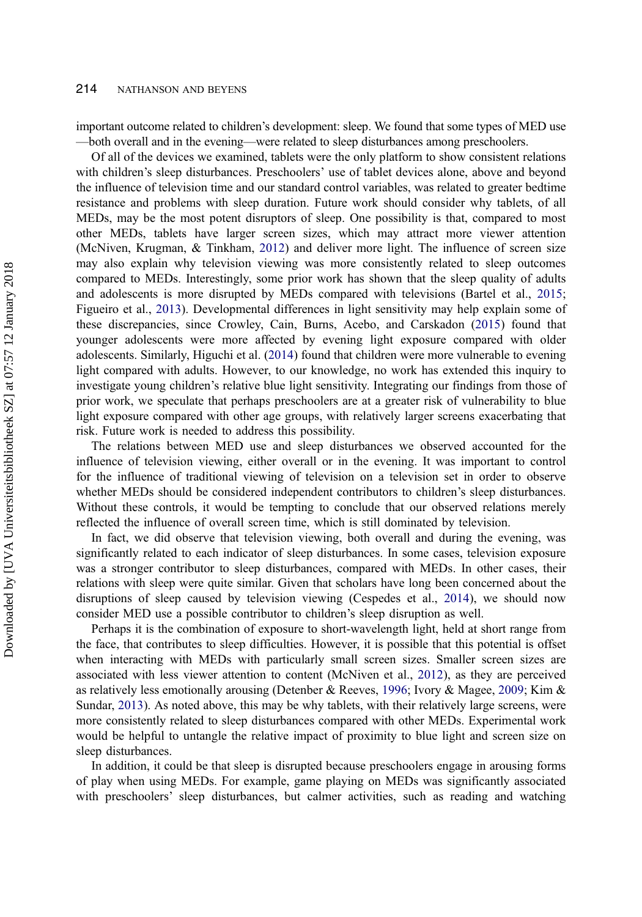important outcome related to children's development: sleep. We found that some types of MED use —both overall and in the evening—were related to sleep disturbances among preschoolers.

Of all of the devices we examined, tablets were the only platform to show consistent relations with children's sleep disturbances. Preschoolers' use of tablet devices alone, above and beyond the influence of television time and our standard control variables, was related to greater bedtime resistance and problems with sleep duration. Future work should consider why tablets, of all MEDs, may be the most potent disruptors of sleep. One possibility is that, compared to most other MEDs, tablets have larger screen sizes, which may attract more viewer attention (McNiven, Krugman, & Tinkham, 2012) and deliver more light. The influence of screen size may also explain why television viewing was more consistently related to sleep outcomes compared to MEDs. Interestingly, some prior work has shown that the sleep quality of adults and adolescents is more disrupted by MEDs compared with televisions (Bartel et al., 2015; Figueiro et al., 2013). Developmental differences in light sensitivity may help explain some of these discrepancies, since Crowley, Cain, Burns, Acebo, and Carskadon (2015) found that younger adolescents were more affected by evening light exposure compared with older adolescents. Similarly, Higuchi et al. (2014) found that children were more vulnerable to evening light compared with adults. However, to our knowledge, no work has extended this inquiry to investigate young children's relative blue light sensitivity. Integrating our findings from those of prior work, we speculate that perhaps preschoolers are at a greater risk of vulnerability to blue light exposure compared with other age groups, with relatively larger screens exacerbating that risk. Future work is needed to address this possibility.

The relations between MED use and sleep disturbances we observed accounted for the influence of television viewing, either overall or in the evening. It was important to control for the influence of traditional viewing of television on a television set in order to observe whether MEDs should be considered independent contributors to children's sleep disturbances. Without these controls, it would be tempting to conclude that our observed relations merely reflected the influence of overall screen time, which is still dominated by television.

In fact, we did observe that television viewing, both overall and during the evening, was significantly related to each indicator of sleep disturbances. In some cases, television exposure was a stronger contributor to sleep disturbances, compared with MEDs. In other cases, their relations with sleep were quite similar. Given that scholars have long been concerned about the disruptions of sleep caused by television viewing (Cespedes et al., 2014), we should now consider MED use a possible contributor to children's sleep disruption as well.

Perhaps it is the combination of exposure to short-wavelength light, held at short range from the face, that contributes to sleep difficulties. However, it is possible that this potential is offset when interacting with MEDs with particularly small screen sizes. Smaller screen sizes are associated with less viewer attention to content (McNiven et al., 2012), as they are perceived as relatively less emotionally arousing (Detenber & Reeves, 1996; Ivory & Magee, 2009; Kim & Sundar, 2013). As noted above, this may be why tablets, with their relatively large screens, were more consistently related to sleep disturbances compared with other MEDs. Experimental work would be helpful to untangle the relative impact of proximity to blue light and screen size on sleep disturbances.

In addition, it could be that sleep is disrupted because preschoolers engage in arousing forms of play when using MEDs. For example, game playing on MEDs was significantly associated with preschoolers' sleep disturbances, but calmer activities, such as reading and watching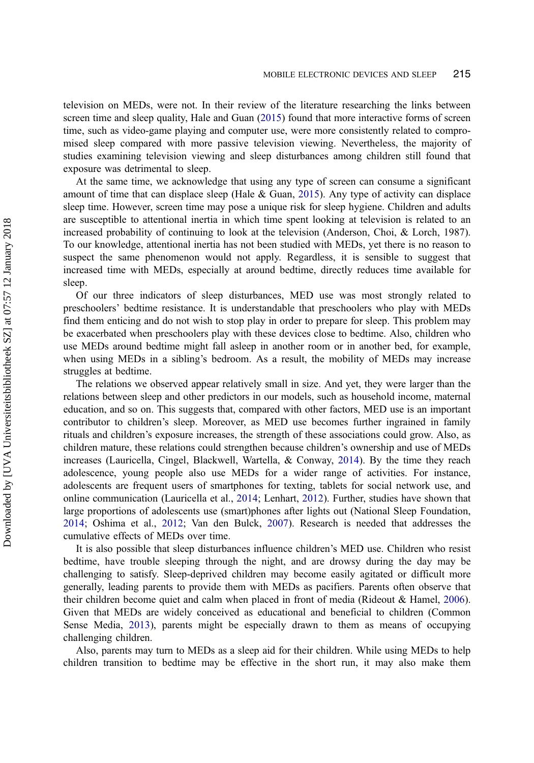television on MEDs, were not. In their review of the literature researching the links between screen time and sleep quality, Hale and Guan (2015) found that more interactive forms of screen time, such as video-game playing and computer use, were more consistently related to compromised sleep compared with more passive television viewing. Nevertheless, the majority of studies examining television viewing and sleep disturbances among children still found that exposure was detrimental to sleep.

At the same time, we acknowledge that using any type of screen can consume a significant amount of time that can displace sleep (Hale & Guan, 2015). Any type of activity can displace sleep time. However, screen time may pose a unique risk for sleep hygiene. Children and adults are susceptible to attentional inertia in which time spent looking at television is related to an increased probability of continuing to look at the television (Anderson, Choi, & Lorch, 1987). To our knowledge, attentional inertia has not been studied with MEDs, yet there is no reason to suspect the same phenomenon would not apply. Regardless, it is sensible to suggest that increased time with MEDs, especially at around bedtime, directly reduces time available for sleep.

Of our three indicators of sleep disturbances, MED use was most strongly related to preschoolers' bedtime resistance. It is understandable that preschoolers who play with MEDs find them enticing and do not wish to stop play in order to prepare for sleep. This problem may be exacerbated when preschoolers play with these devices close to bedtime. Also, children who use MEDs around bedtime might fall asleep in another room or in another bed, for example, when using MEDs in a sibling's bedroom. As a result, the mobility of MEDs may increase struggles at bedtime.

The relations we observed appear relatively small in size. And yet, they were larger than the relations between sleep and other predictors in our models, such as household income, maternal education, and so on. This suggests that, compared with other factors, MED use is an important contributor to children's sleep. Moreover, as MED use becomes further ingrained in family rituals and children's exposure increases, the strength of these associations could grow. Also, as children mature, these relations could strengthen because children's ownership and use of MEDs increases (Lauricella, Cingel, Blackwell, Wartella, & Conway, 2014). By the time they reach adolescence, young people also use MEDs for a wider range of activities. For instance, adolescents are frequent users of smartphones for texting, tablets for social network use, and online communication (Lauricella et al., 2014; Lenhart, 2012). Further, studies have shown that large proportions of adolescents use (smart)phones after lights out (National Sleep Foundation, 2014; Oshima et al., 2012; Van den Bulck, 2007). Research is needed that addresses the cumulative effects of MEDs over time.

It is also possible that sleep disturbances influence children's MED use. Children who resist bedtime, have trouble sleeping through the night, and are drowsy during the day may be challenging to satisfy. Sleep-deprived children may become easily agitated or difficult more generally, leading parents to provide them with MEDs as pacifiers. Parents often observe that their children become quiet and calm when placed in front of media (Rideout & Hamel, 2006). Given that MEDs are widely conceived as educational and beneficial to children (Common Sense Media, 2013), parents might be especially drawn to them as means of occupying challenging children.

Also, parents may turn to MEDs as a sleep aid for their children. While using MEDs to help children transition to bedtime may be effective in the short run, it may also make them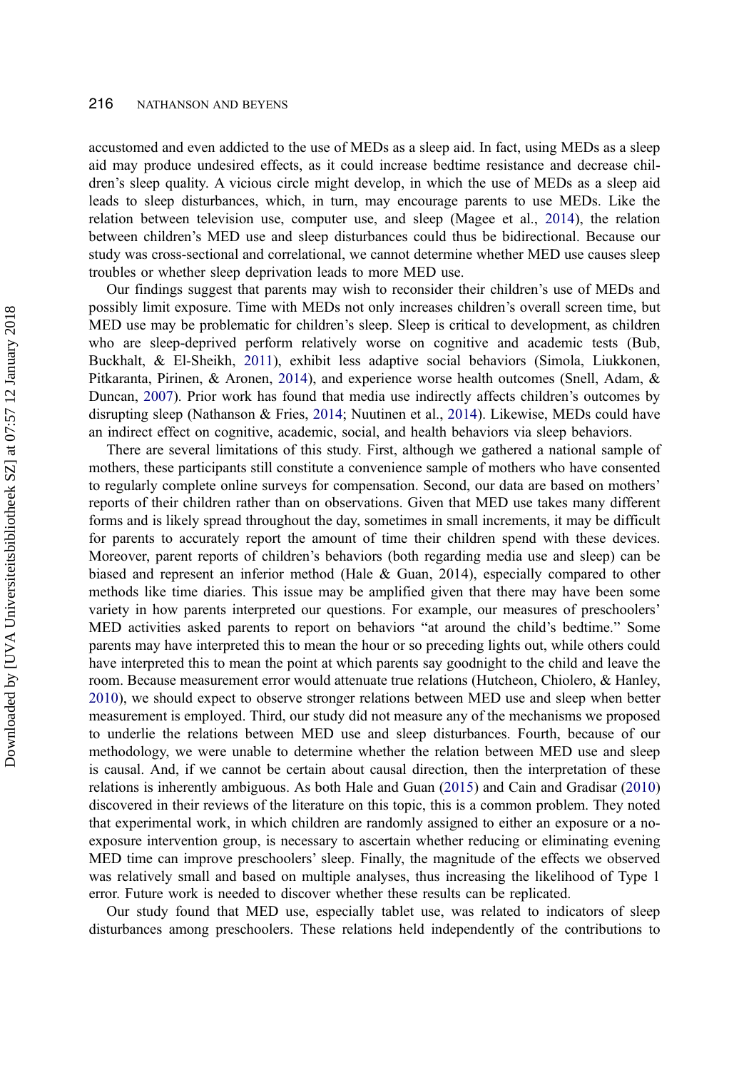accustomed and even addicted to the use of MEDs as a sleep aid. In fact, using MEDs as a sleep aid may produce undesired effects, as it could increase bedtime resistance and decrease children's sleep quality. A vicious circle might develop, in which the use of MEDs as a sleep aid leads to sleep disturbances, which, in turn, may encourage parents to use MEDs. Like the relation between television use, computer use, and sleep (Magee et al., 2014), the relation between children's MED use and sleep disturbances could thus be bidirectional. Because our study was cross-sectional and correlational, we cannot determine whether MED use causes sleep troubles or whether sleep deprivation leads to more MED use.

Our findings suggest that parents may wish to reconsider their children's use of MEDs and possibly limit exposure. Time with MEDs not only increases children's overall screen time, but MED use may be problematic for children's sleep. Sleep is critical to development, as children who are sleep-deprived perform relatively worse on cognitive and academic tests (Bub, Buckhalt, & El-Sheikh, 2011), exhibit less adaptive social behaviors (Simola, Liukkonen, Pitkaranta, Pirinen, & Aronen, 2014), and experience worse health outcomes (Snell, Adam, & Duncan, 2007). Prior work has found that media use indirectly affects children's outcomes by disrupting sleep (Nathanson & Fries, 2014; Nuutinen et al., 2014). Likewise, MEDs could have an indirect effect on cognitive, academic, social, and health behaviors via sleep behaviors.

There are several limitations of this study. First, although we gathered a national sample of mothers, these participants still constitute a convenience sample of mothers who have consented to regularly complete online surveys for compensation. Second, our data are based on mothers' reports of their children rather than on observations. Given that MED use takes many different forms and is likely spread throughout the day, sometimes in small increments, it may be difficult for parents to accurately report the amount of time their children spend with these devices. Moreover, parent reports of children's behaviors (both regarding media use and sleep) can be biased and represent an inferior method (Hale & Guan, 2014), especially compared to other methods like time diaries. This issue may be amplified given that there may have been some variety in how parents interpreted our questions. For example, our measures of preschoolers' MED activities asked parents to report on behaviors "at around the child's bedtime." Some parents may have interpreted this to mean the hour or so preceding lights out, while others could have interpreted this to mean the point at which parents say goodnight to the child and leave the room. Because measurement error would attenuate true relations (Hutcheon, Chiolero, & Hanley, 2010), we should expect to observe stronger relations between MED use and sleep when better measurement is employed. Third, our study did not measure any of the mechanisms we proposed to underlie the relations between MED use and sleep disturbances. Fourth, because of our methodology, we were unable to determine whether the relation between MED use and sleep is causal. And, if we cannot be certain about causal direction, then the interpretation of these relations is inherently ambiguous. As both Hale and Guan (2015) and Cain and Gradisar (2010) discovered in their reviews of the literature on this topic, this is a common problem. They noted that experimental work, in which children are randomly assigned to either an exposure or a no-exposure intervention group, is necessary to ascertain whether reducing or eliminating evening MED time can improve preschoolers' sleep. Finally, the magnitude of the effects we observed was relatively small and based on multiple analyses, thus increasing the likelihood of Type 1 error. Future work is needed to discover whether these results can be replicated.

Our study found that MED use, especially tablet use, was related to indicators of sleep disturbances among preschoolers. These relations held independently of the contributions to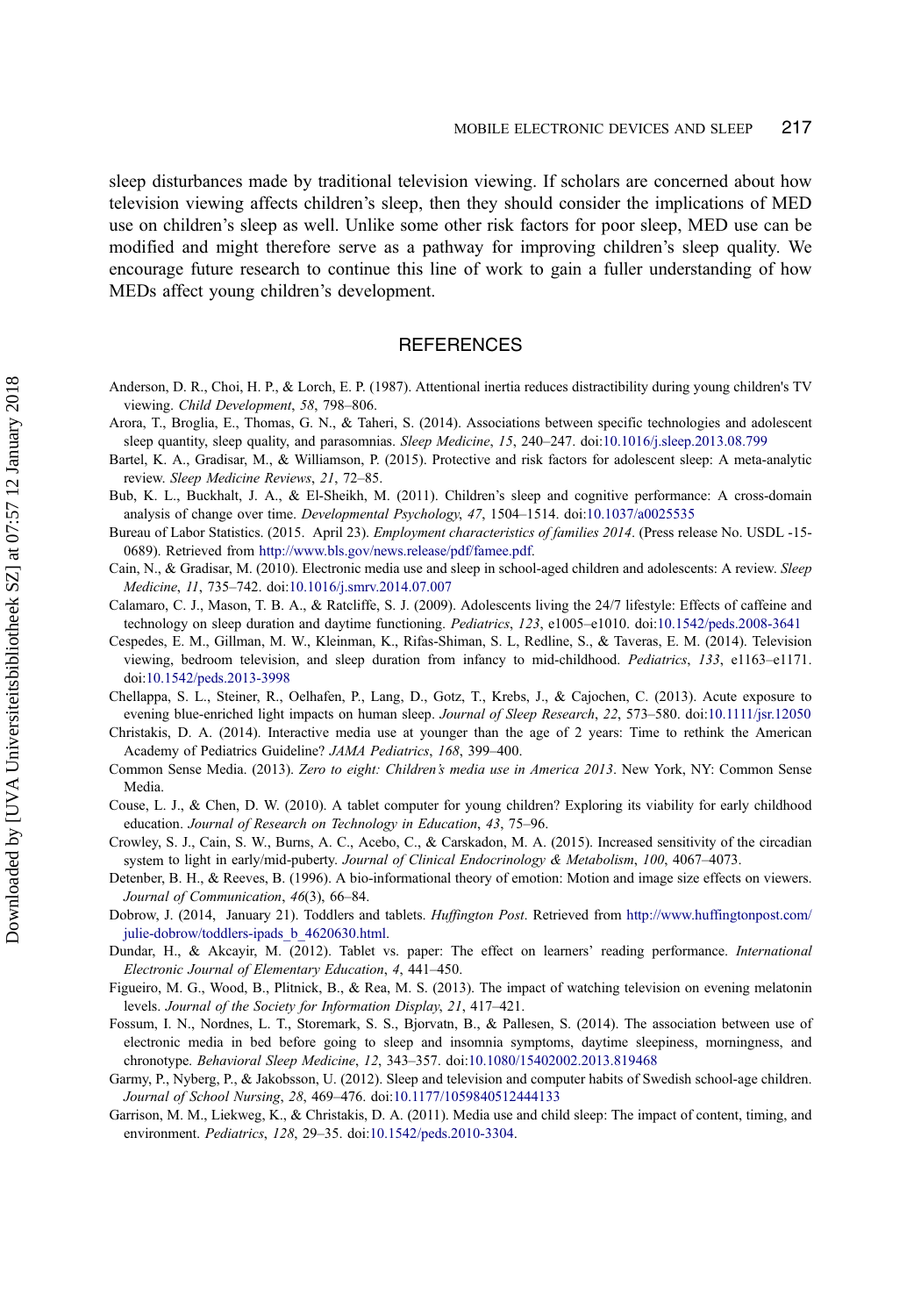sleep disturbances made by traditional television viewing. If scholars are concerned about how television viewing affects children's sleep, then they should consider the implications of MED use on children's sleep as well. Unlike some other risk factors for poor sleep, MED use can be modified and might therefore serve as a pathway for improving children's sleep quality. We encourage future research to continue this line of work to gain a fuller understanding of how MEDs affect young children's development.

## REFERENCES

Anderson, D. R., Choi, H. P., & Lorch, E. P. (1987). Attentional inertia reduces distractibility during young children's TV viewing. *Child Development*, *58*, 798–806.

Arora, T., Broglia, E., Thomas, G. N., & Taheri, S. (2014). Associations between specific technologies and adolescent sleep quantity, sleep quality, and parasomnias. *Sleep Medicine*, *15*, 240–247. doi:10.1016/j.sleep.2013.08.799

Bartel, K. A., Gradisar, M., & Williamson, P. (2015). Protective and risk factors for adolescent sleep: A meta-analytic review. *Sleep Medicine Reviews*, *21*, 72–85.

Bub, K. L., Buckhalt, J. A., & El-Sheikh, M. (2011). Children's sleep and cognitive performance: A cross-domain analysis of change over time. *Developmental Psychology*, *47*, 1504–1514. doi:10.1037/a0025535

Bureau of Labor Statistics. (2015. April 23). *Employment characteristics of families 2014*. (Press release No. USDL -15-0689). Retrieved from http://www.bls.gov/news.release/pdf/famee.pdf.

Cain, N., & Gradisar, M. (2010). Electronic media use and sleep in school-aged children and adolescents: A review. *Sleep Medicine*, *11*, 735–742. doi:10.1016/j.smrv.2014.07.007

Calamaro, C. J., Mason, T. B. A., & Ratcliffe, S. J. (2009). Adolescents living the 24/7 lifestyle: Effects of caffeine and technology on sleep duration and daytime functioning. *Pediatrics*, *123*, e1005–e1010. doi:10.1542/peds.2008-3641

Cespedes, E. M., Gillman, M. W., Kleinman, K., Rifas-Shiman, S. L, Redline, S., & Taveras, E. M. (2014). Television viewing, bedroom television, and sleep duration from infancy to mid-childhood. *Pediatrics*, *133*, e1163–e1171. doi:10.1542/peds.2013-3998

Chellappa, S. L., Steiner, R., Oelhafen, P., Lang, D., Gotz, T., Krebs, J., & Cajochen, C. (2013). Acute exposure to evening blue-enriched light impacts on human sleep. *Journal of Sleep Research*, *22*, 573–580. doi:10.1111/jsr.12050

Christakis, D. A. (2014). Interactive media use at younger than the age of 2 years: Time to rethink the American Academy of Pediatrics Guideline? *JAMA Pediatrics*, *168*, 399–400.

Common Sense Media. (2013). *Zero to eight: Children's media use in America 2013*. New York, NY: Common Sense Media.

Couse, L. J., & Chen, D. W. (2010). A tablet computer for young children? Exploring its viability for early childhood education. *Journal of Research on Technology in Education*, *43*, 75–96.

Crowley, S. J., Cain, S. W., Burns, A. C., Acebo, C., & Carskadon, M. A. (2015). Increased sensitivity of the circadian system to light in early/mid-puberty. *Journal of Clinical Endocrinology & Metabolism*, *100*, 4067–4073.

Detenber, B. H., & Reeves, B. (1996). A bio-informational theory of emotion: Motion and image size effects on viewers. *Journal of Communication*, *46*(3), 66–84.

Dobrow, J. (2014, January 21). Toddlers and tablets. *Huffington Post*. Retrieved from http://www.huffingtonpost.com/julie-dobrow/toddlers-ipads_b_4620630.html.

Dundar, H., & Akcayir, M. (2012). Tablet vs. paper: The effect on learners' reading performance. *International Electronic Journal of Elementary Education*, *4*, 441–450.

Figueiro, M. G., Wood, B., Plitnick, B., & Rea, M. S. (2013). The impact of watching television on evening melatonin levels. *Journal of the Society for Information Display*, *21*, 417–421.

Fossum, I. N., Nordnes, L. T., Storemark, S. S., Bjorvatn, B., & Pallesen, S. (2014). The association between use of electronic media in bed before going to sleep and insomnia symptoms, daytime sleepiness, morningness, and chronotype. *Behavioral Sleep Medicine*, *12*, 343–357. doi:10.1080/15402002.2013.819468

Garmy, P., Nyberg, P., & Jakobsson, U. (2012). Sleep and television and computer habits of Swedish school-age children. *Journal of School Nursing*, *28*, 469–476. doi:10.1177/1059840512444133

Garrison, M. M., Liekweg, K., & Christakis, D. A. (2011). Media use and child sleep: The impact of content, timing, and environment. *Pediatrics*, *128*, 29–35. doi:10.1542/peds.2010-3304.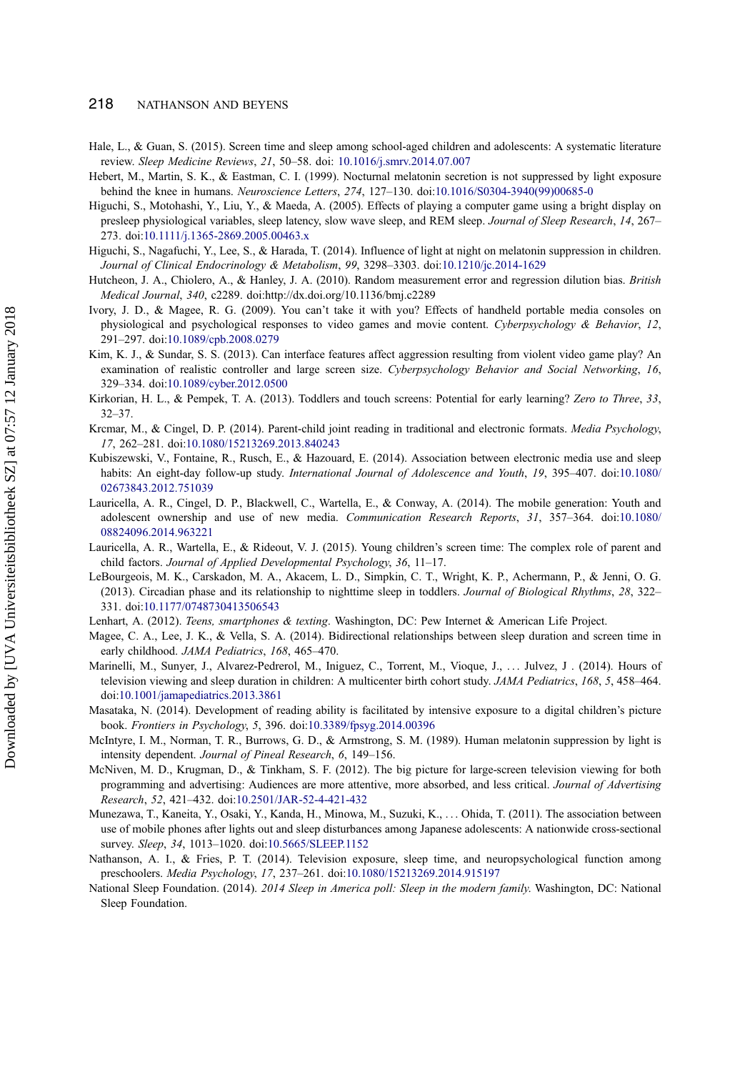Hale, L., & Guan, S. (2015). Screen time and sleep among school-aged children and adolescents: A systematic literature review. *Sleep Medicine Reviews*, *21*, 50–58. doi: 10.1016/j.smrv.2014.07.007

Hebert, M., Martin, S. K., & Eastman, C. I. (1999). Nocturnal melatonin secretion is not suppressed by light exposure behind the knee in humans. *Neuroscience Letters*, *274*, 127–130. doi:10.1016/S0304-3940(99)00685-0

Higuchi, S., Motohashi, Y., Liu, Y., & Maeda, A. (2005). Effects of playing a computer game using a bright display on presleep physiological variables, sleep latency, slow wave sleep, and REM sleep. *Journal of Sleep Research*, *14*, 267–273. doi:10.1111/j.1365-2869.2005.00463.x

Higuchi, S., Nagafuchi, Y., Lee, S., & Harada, T. (2014). Influence of light at night on melatonin suppression in children. *Journal of Clinical Endocrinology & Metabolism*, *99*, 3298–3303. doi:10.1210/jc.2014-1629

Hutcheon, J. A., Chiolero, A., & Hanley, J. A. (2010). Random measurement error and regression dilution bias. *British Medical Journal*, *340*, c2289. doi:http://dx.doi.org/10.1136/bmj.c2289

Ivory, J. D., & Magee, R. G. (2009). You can't take it with you? Effects of handheld portable media consoles on physiological and psychological responses to video games and movie content. *Cyberpsychology & Behavior*, *12*, 291–297. doi:10.1089/cpb.2008.0279

Kim, K. J., & Sundar, S. S. (2013). Can interface features affect aggression resulting from violent video game play? An examination of realistic controller and large screen size. *Cyberpsychology Behavior and Social Networking*, *16*, 329–334. doi:10.1089/cyber.2012.0500

Kirkorian, H. L., & Pempek, T. A. (2013). Toddlers and touch screens: Potential for early learning? *Zero to Three*, *33*, 32–37.

Krcmar, M., & Cingel, D. P. (2014). Parent-child joint reading in traditional and electronic formats. *Media Psychology*, *17*, 262–281. doi:10.1080/15213269.2013.840243

Kubiszewski, V., Fontaine, R., Rusch, E., & Hazouard, E. (2014). Association between electronic media use and sleep habits: An eight-day follow-up study. *International Journal of Adolescence and Youth*, *19*, 395–407. doi:10.1080/02673843.2012.751039

Lauricella, A. R., Cingel, D. P., Blackwell, C., Wartella, E., & Conway, A. (2014). The mobile generation: Youth and adolescent ownership and use of new media. *Communication Research Reports*, *31*, 357–364. doi:10.1080/08824096.2014.963221

Lauricella, A. R., Wartella, E., & Rideout, V. J. (2015). Young children's screen time: The complex role of parent and child factors. *Journal of Applied Developmental Psychology*, *36*, 11–17.

LeBourgeois, M. K., Carskadon, M. A., Akacem, L. D., Simpkin, C. T., Wright, K. P., Achermann, P., & Jenni, O. G. (2013). Circadian phase and its relationship to nighttime sleep in toddlers. *Journal of Biological Rhythms*, *28*, 322–331. doi:10.1177/0748730413506543

Lenhart, A. (2012). *Teens, smartphones & texting*. Washington, DC: Pew Internet & American Life Project.

Magee, C. A., Lee, J. K., & Vella, S. A. (2014). Bidirectional relationships between sleep duration and screen time in early childhood. *JAMA Pediatrics*, *168*, 465–470.

Marinelli, M., Sunyer, J., Alvarez-Pedrerol, M., Iniguez, C., Torrent, M., Vioque, J., … Julvez, J . (2014). Hours of television viewing and sleep duration in children: A multicenter birth cohort study. *JAMA Pediatrics*, *168*, *5*, 458–464. doi:10.1001/jamapediatrics.2013.3861

Masataka, N. (2014). Development of reading ability is facilitated by intensive exposure to a digital children's picture book. *Frontiers in Psychology*, *5*, 396. doi:10.3389/fpsyg.2014.00396

McIntyre, I. M., Norman, T. R., Burrows, G. D., & Armstrong, S. M. (1989). Human melatonin suppression by light is intensity dependent. *Journal of Pineal Research*, *6*, 149–156.

McNiven, M. D., Krugman, D., & Tinkham, S. F. (2012). The big picture for large-screen television viewing for both programming and advertising: Audiences are more attentive, more absorbed, and less critical. *Journal of Advertising Research*, *52*, 421–432. doi:10.2501/JAR-52-4-421-432

Munezawa, T., Kaneita, Y., Osaki, Y., Kanda, H., Minowa, M., Suzuki, K., … Ohida, T. (2011). The association between use of mobile phones after lights out and sleep disturbances among Japanese adolescents: A nationwide cross-sectional survey. *Sleep*, *34*, 1013–1020. doi:10.5665/SLEEP.1152

Nathanson, A. I., & Fries, P. T. (2014). Television exposure, sleep time, and neuropsychological function among preschoolers. *Media Psychology*, *17*, 237–261. doi:10.1080/15213269.2014.915197

National Sleep Foundation. (2014). *2014 Sleep in America poll: Sleep in the modern family*. Washington, DC: National Sleep Foundation.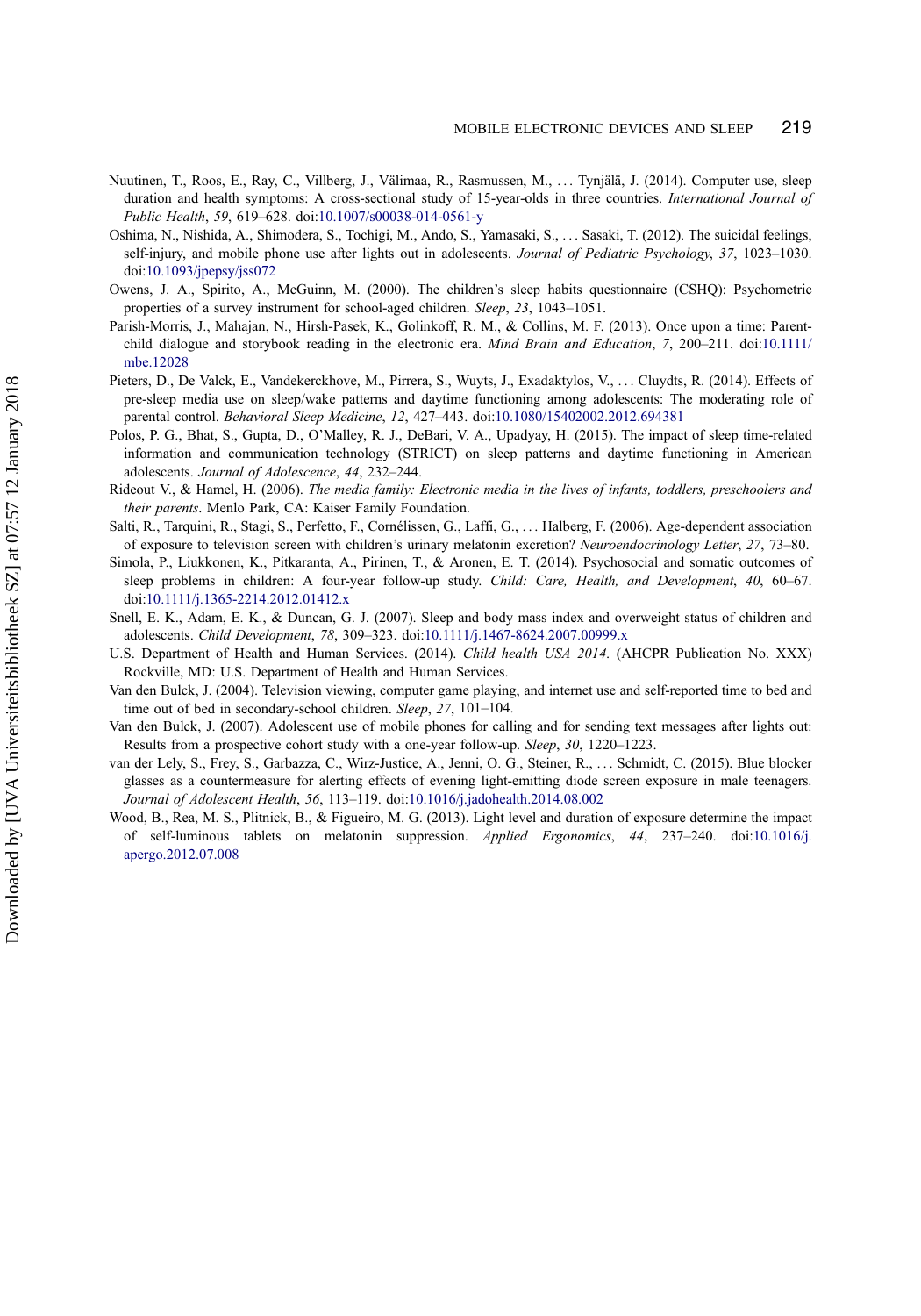Nuutinen, T., Roos, E., Ray, C., Villberg, J., Välimaa, R., Rasmussen, M., . . . Tynjälä, J. (2014). Computer use, sleep duration and health symptoms: A cross-sectional study of 15-year-olds in three countries. *International Journal of Public Health*, *59*, 619–628. doi:10.1007/s00038-014-0561-y

Oshima, N., Nishida, A., Shimodera, S., Tochigi, M., Ando, S., Yamasaki, S., . . . Sasaki, T. (2012). The suicidal feelings, self-injury, and mobile phone use after lights out in adolescents. *Journal of Pediatric Psychology*, *37*, 1023–1030. doi:10.1093/jpepsy/jss072

Owens, J. A., Spirito, A., McGuinn, M. (2000). The children's sleep habits questionnaire (CSHQ): Psychometric properties of a survey instrument for school-aged children. *Sleep*, *23*, 1043–1051.

Parish-Morris, J., Mahajan, N., Hirsh-Pasek, K., Golinkoff, R. M., & Collins, M. F. (2013). Once upon a time: Parent-child dialogue and storybook reading in the electronic era. *Mind Brain and Education*, *7*, 200–211. doi:10.1111/mbe.12028

Pieters, D., De Valck, E., Vandekerckhove, M., Pirrera, S., Wuyts, J., Exadaktylos, V., . . . Cluydts, R. (2014). Effects of pre-sleep media use on sleep/wake patterns and daytime functioning among adolescents: The moderating role of parental control. *Behavioral Sleep Medicine*, *12*, 427–443. doi:10.1080/15402002.2012.694381

Polos, P. G., Bhat, S., Gupta, D., O'Malley, R. J., DeBari, V. A., Upadyay, H. (2015). The impact of sleep time-related information and communication technology (STRICT) on sleep patterns and daytime functioning in American adolescents. *Journal of Adolescence*, *44*, 232–244.

Rideout V., & Hamel, H. (2006). *The media family: Electronic media in the lives of infants, toddlers, preschoolers and their parents*. Menlo Park, CA: Kaiser Family Foundation.

Salti, R., Tarquini, R., Stagi, S., Perfetto, F., Cornélissen, G., Laffi, G., . . . Halberg, F. (2006). Age-dependent association of exposure to television screen with children's urinary melatonin excretion? *Neuroendocrinology Letter*, *27*, 73–80.

Simola, P., Liukkonen, K., Pitkaranta, A., Pirinen, T., & Aronen, E. T. (2014). Psychosocial and somatic outcomes of sleep problems in children: A four-year follow-up study. *Child: Care, Health, and Development*, *40*, 60–67. doi:10.1111/j.1365-2214.2012.01412.x

Snell, E. K., Adam, E. K., & Duncan, G. J. (2007). Sleep and body mass index and overweight status of children and adolescents. *Child Development*, *78*, 309–323. doi:10.1111/j.1467-8624.2007.00999.x

U.S. Department of Health and Human Services. (2014). *Child health USA 2014*. (AHCPR Publication No. XXX) Rockville, MD: U.S. Department of Health and Human Services.

Van den Bulck, J. (2004). Television viewing, computer game playing, and internet use and self-reported time to bed and time out of bed in secondary-school children. *Sleep*, *27*, 101–104.

Van den Bulck, J. (2007). Adolescent use of mobile phones for calling and for sending text messages after lights out: Results from a prospective cohort study with a one-year follow-up. *Sleep*, *30*, 1220–1223.

van der Lely, S., Frey, S., Garbazza, C., Wirz-Justice, A., Jenni, O. G., Steiner, R., . . . Schmidt, C. (2015). Blue blocker glasses as a countermeasure for alerting effects of evening light-emitting diode screen exposure in male teenagers. *Journal of Adolescent Health*, *56*, 113–119. doi:10.1016/j.jadohealth.2014.08.002

Wood, B., Rea, M. S., Plitnick, B., & Figueiro, M. G. (2013). Light level and duration of exposure determine the impact of self-luminous tablets on melatonin suppression. *Applied Ergonomics*, *44*, 237–240. doi:10.1016/j.apergo.2012.07.008